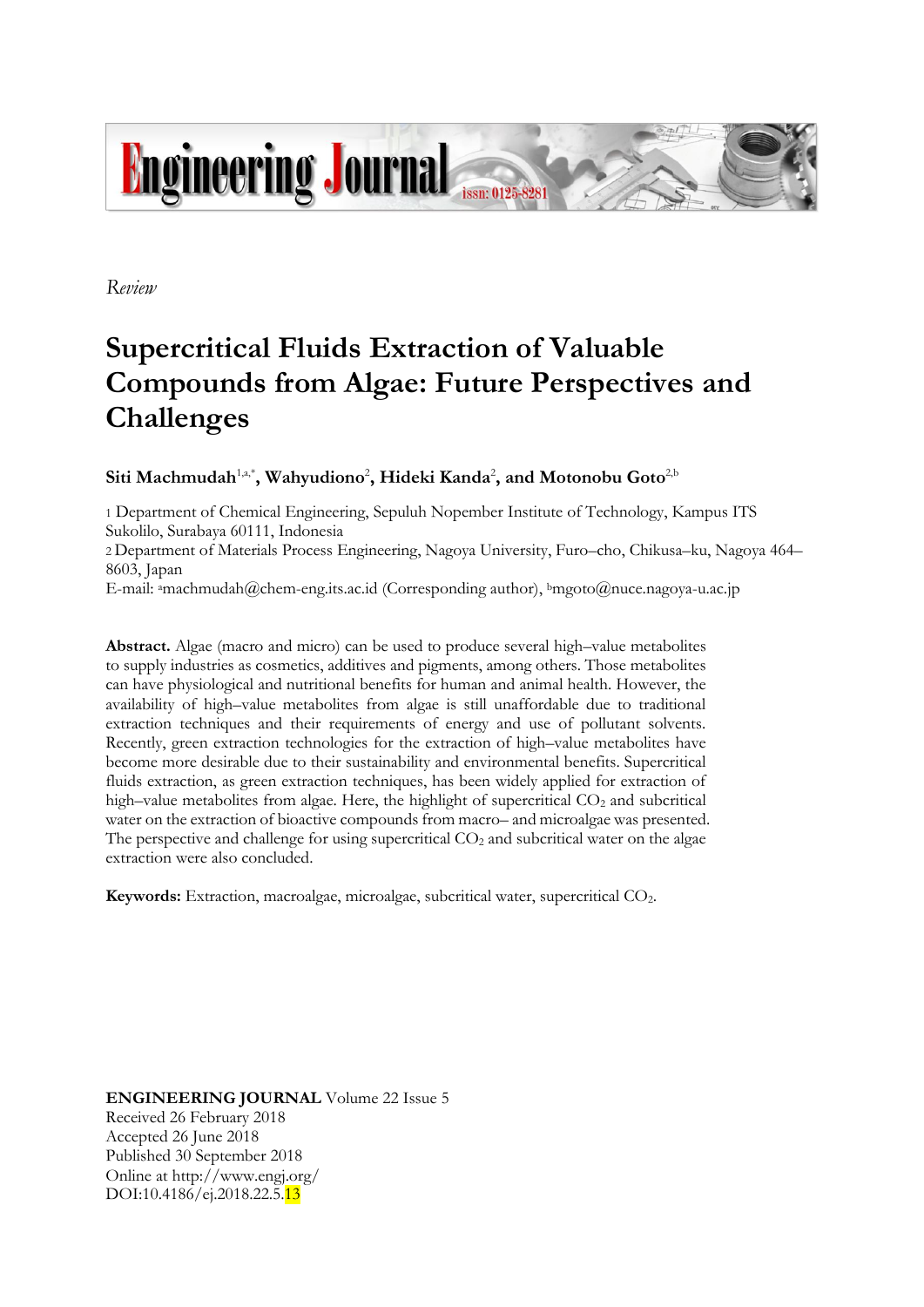*Review*

# Supercritical Fluids Extraction of Valuable Compounds from Algae: Future Perspectives and Challenges

**Siti Machmudah**[1,a,*]**, Wahyudiono**[2]**, Hideki Kanda**[2]**, and Motonobu Goto**[2,b]

1 Department of Chemical Engineering, Sepuluh Nopember Institute of Technology, Kampus ITS Sukolilo, Surabaya 60111, Indonesia

2 Department of Materials Process Engineering, Nagoya University, Furo–cho, Chikusa–ku, Nagoya 464–8603, Japan

E-mail: [a]machmudah@chem-eng.its.ac.id (Corresponding author), [b]mgoto@nuce.nagoya-u.ac.jp

**Abstract.** Algae (macro and micro) can be used to produce several high–value metabolites to supply industries as cosmetics, additives and pigments, among others. Those metabolites can have physiological and nutritional benefits for human and animal health. However, the availability of high–value metabolites from algae is still unaffordable due to traditional extraction techniques and their requirements of energy and use of pollutant solvents. Recently, green extraction technologies for the extraction of high–value metabolites have become more desirable due to their sustainability and environmental benefits. Supercritical fluids extraction, as green extraction techniques, has been widely applied for extraction of high–value metabolites from algae. Here, the highlight of supercritical $CO_2$ and subcritical water on the extraction of bioactive compounds from macro– and microalgae was presented. The perspective and challenge for using supercritical $CO_2$ and subcritical water on the algae extraction were also concluded.

**Keywords:** Extraction, macroalgae, microalgae, subcritical water, supercritical $CO_2$.

**ENGINEERING JOURNAL** Volume 22 Issue 5
Received 26 February 2018
Accepted 26 June 2018
Published 30 September 2018
Online at http://www.engj.org/
DOI:10.4186/ej.2018.22.5.13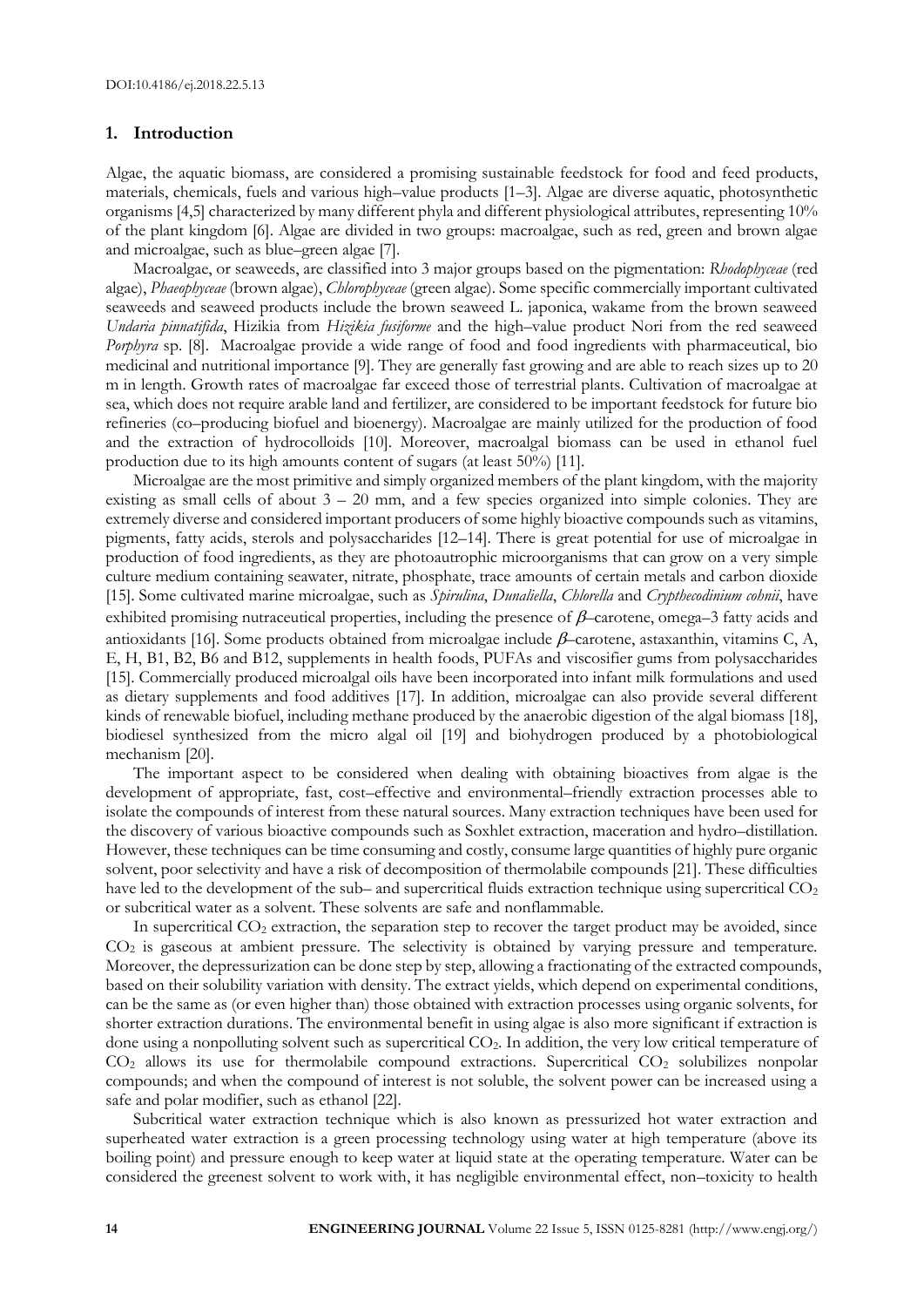## 1. Introduction

Algae, the aquatic biomass, are considered a promising sustainable feedstock for food and feed products, materials, chemicals, fuels and various high–value products [1–3]. Algae are diverse aquatic, photosynthetic organisms [4,5] characterized by many different phyla and different physiological attributes, representing 10% of the plant kingdom [6]. Algae are divided in two groups: macroalgae, such as red, green and brown algae and microalgae, such as blue–green algae [7].

Macroalgae, or seaweeds, are classified into 3 major groups based on the pigmentation: *Rhodophyceae* (red algae), *Phaeophyceae* (brown algae), *Chlorophyceae* (green algae). Some specific commercially important cultivated seaweeds and seaweed products include the brown seaweed L. japonica, wakame from the brown seaweed *Undaria pinnatifida*, Hizikia from *Hizikia fusiforme* and the high–value product Nori from the red seaweed *Porphyra* sp. [8]. Macroalgae provide a wide range of food and food ingredients with pharmaceutical, bio medicinal and nutritional importance [9]. They are generally fast growing and are able to reach sizes up to 20 m in length. Growth rates of macroalgae far exceed those of terrestrial plants. Cultivation of macroalgae at sea, which does not require arable land and fertilizer, are considered to be important feedstock for future bio refineries (co–producing biofuel and bioenergy). Macroalgae are mainly utilized for the production of food and the extraction of hydrocolloids [10]. Moreover, macroalgal biomass can be used in ethanol fuel production due to its high amounts content of sugars (at least 50%) [11].

Microalgae are the most primitive and simply organized members of the plant kingdom, with the majority existing as small cells of about 3 – 20 mm, and a few species organized into simple colonies. They are extremely diverse and considered important producers of some highly bioactive compounds such as vitamins, pigments, fatty acids, sterols and polysaccharides [12–14]. There is great potential for use of microalgae in production of food ingredients, as they are photoautrophic microorganisms that can grow on a very simple culture medium containing seawater, nitrate, phosphate, trace amounts of certain metals and carbon dioxide [15]. Some cultivated marine microalgae, such as *Spirulina*, *Dunaliella*, *Chlorella* and *Crypthecodinium cohnii*, have exhibited promising nutraceutical properties, including the presence of $\beta$–carotene, omega–3 fatty acids and antioxidants [16]. Some products obtained from microalgae include $\beta$–carotene, astaxanthin, vitamins C, A, E, H, B1, B2, B6 and B12, supplements in health foods, PUFAs and viscosifier gums from polysaccharides [15]. Commercially produced microalgal oils have been incorporated into infant milk formulations and used as dietary supplements and food additives [17]. In addition, microalgae can also provide several different kinds of renewable biofuel, including methane produced by the anaerobic digestion of the algal biomass [18], biodiesel synthesized from the micro algal oil [19] and biohydrogen produced by a photobiological mechanism [20].

The important aspect to be considered when dealing with obtaining bioactives from algae is the development of appropriate, fast, cost–effective and environmental–friendly extraction processes able to isolate the compounds of interest from these natural sources. Many extraction techniques have been used for the discovery of various bioactive compounds such as Soxhlet extraction, maceration and hydro–distillation. However, these techniques can be time consuming and costly, consume large quantities of highly pure organic solvent, poor selectivity and have a risk of decomposition of thermolabile compounds [21]. These difficulties have led to the development of the sub– and supercritical fluids extraction technique using supercritical $CO_2$ or subcritical water as a solvent. These solvents are safe and nonflammable.

In supercritical $CO_2$ extraction, the separation step to recover the target product may be avoided, since $CO_2$ is gaseous at ambient pressure. The selectivity is obtained by varying pressure and temperature. Moreover, the depressurization can be done step by step, allowing a fractionating of the extracted compounds, based on their solubility variation with density. The extract yields, which depend on experimental conditions, can be the same as (or even higher than) those obtained with extraction processes using organic solvents, for shorter extraction durations. The environmental benefit in using algae is also more significant if extraction is done using a nonpolluting solvent such as supercritical $CO_2$. In addition, the very low critical temperature of $CO_2$ allows its use for thermolabile compound extractions. Supercritical $CO_2$ solubilizes nonpolar compounds; and when the compound of interest is not soluble, the solvent power can be increased using a safe and polar modifier, such as ethanol [22].

Subcritical water extraction technique which is also known as pressurized hot water extraction and superheated water extraction is a green processing technology using water at high temperature (above its boiling point) and pressure enough to keep water at liquid state at the operating temperature. Water can be considered the greenest solvent to work with, it has negligible environmental effect, non–toxicity to health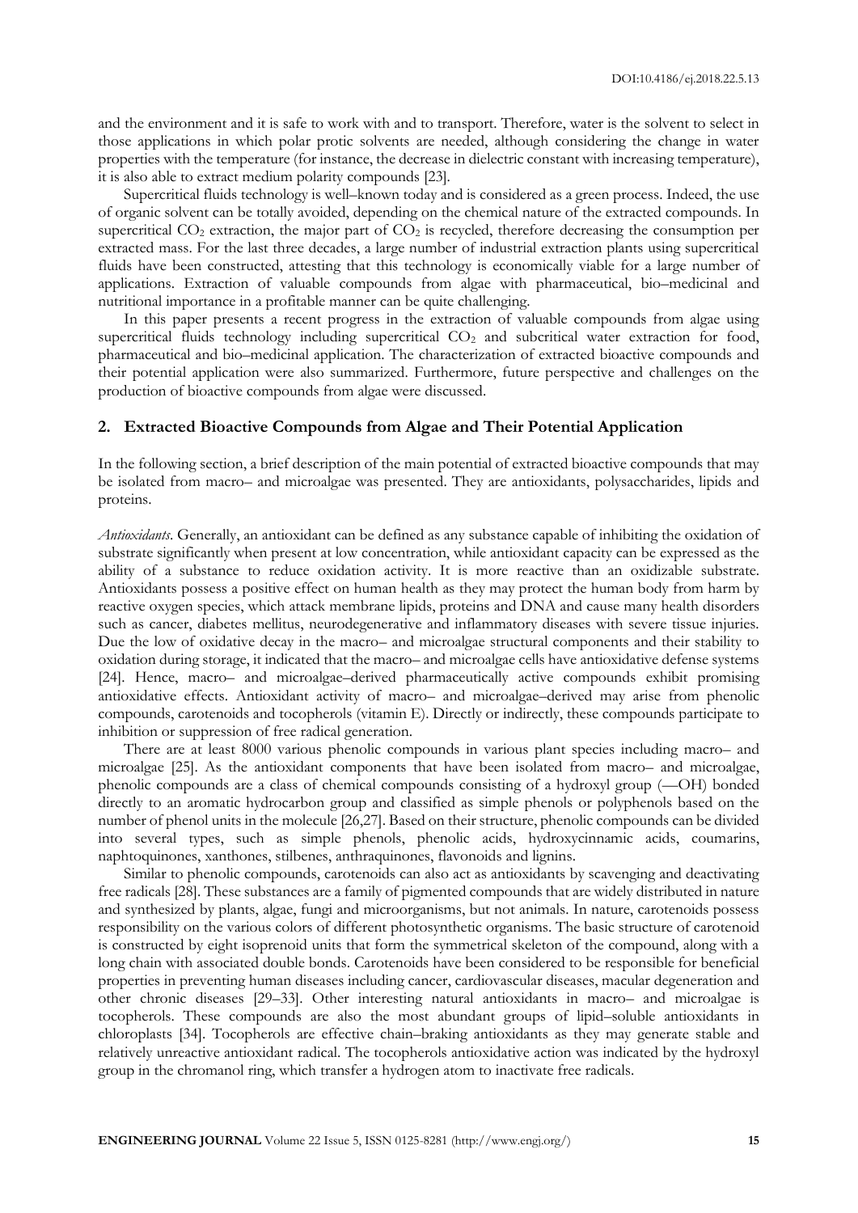and the environment and it is safe to work with and to transport. Therefore, water is the solvent to select in those applications in which polar protic solvents are needed, although considering the change in water properties with the temperature (for instance, the decrease in dielectric constant with increasing temperature), it is also able to extract medium polarity compounds [23].

Supercritical fluids technology is well–known today and is considered as a green process. Indeed, the use of organic solvent can be totally avoided, depending on the chemical nature of the extracted compounds. In supercritical $CO_2$ extraction, the major part of $CO_2$ is recycled, therefore decreasing the consumption per extracted mass. For the last three decades, a large number of industrial extraction plants using supercritical fluids have been constructed, attesting that this technology is economically viable for a large number of applications. Extraction of valuable compounds from algae with pharmaceutical, bio–medicinal and nutritional importance in a profitable manner can be quite challenging.

In this paper presents a recent progress in the extraction of valuable compounds from algae using supercritical fluids technology including supercritical $CO_2$ and subcritical water extraction for food, pharmaceutical and bio–medicinal application. The characterization of extracted bioactive compounds and their potential application were also summarized. Furthermore, future perspective and challenges on the production of bioactive compounds from algae were discussed.

## 2. Extracted Bioactive Compounds from Algae and Their Potential Application

In the following section, a brief description of the main potential of extracted bioactive compounds that may be isolated from macro– and microalgae was presented. They are antioxidants, polysaccharides, lipids and proteins.

*Antioxidants.* Generally, an antioxidant can be defined as any substance capable of inhibiting the oxidation of substrate significantly when present at low concentration, while antioxidant capacity can be expressed as the ability of a substance to reduce oxidation activity. It is more reactive than an oxidizable substrate. Antioxidants possess a positive effect on human health as they may protect the human body from harm by reactive oxygen species, which attack membrane lipids, proteins and DNA and cause many health disorders such as cancer, diabetes mellitus, neurodegenerative and inflammatory diseases with severe tissue injuries. Due the low of oxidative decay in the macro– and microalgae structural components and their stability to oxidation during storage, it indicated that the macro– and microalgae cells have antioxidative defense systems [24]. Hence, macro– and microalgae–derived pharmaceutically active compounds exhibit promising antioxidative effects. Antioxidant activity of macro– and microalgae–derived may arise from phenolic compounds, carotenoids and tocopherols (vitamin E). Directly or indirectly, these compounds participate to inhibition or suppression of free radical generation.

There are at least 8000 various phenolic compounds in various plant species including macro– and microalgae [25]. As the antioxidant components that have been isolated from macro– and microalgae, phenolic compounds are a class of chemical compounds consisting of a hydroxyl group (—OH) bonded directly to an aromatic hydrocarbon group and classified as simple phenols or polyphenols based on the number of phenol units in the molecule [26,27]. Based on their structure, phenolic compounds can be divided into several types, such as simple phenols, phenolic acids, hydroxycinnamic acids, coumarins, naphtoquinones, xanthones, stilbenes, anthraquinones, flavonoids and lignins.

Similar to phenolic compounds, carotenoids can also act as antioxidants by scavenging and deactivating free radicals [28]. These substances are a family of pigmented compounds that are widely distributed in nature and synthesized by plants, algae, fungi and microorganisms, but not animals. In nature, carotenoids possess responsibility on the various colors of different photosynthetic organisms. The basic structure of carotenoid is constructed by eight isoprenoid units that form the symmetrical skeleton of the compound, along with a long chain with associated double bonds. Carotenoids have been considered to be responsible for beneficial properties in preventing human diseases including cancer, cardiovascular diseases, macular degeneration and other chronic diseases [29–33]. Other interesting natural antioxidants in macro– and microalgae is tocopherols. These compounds are also the most abundant groups of lipid–soluble antioxidants in chloroplasts [34]. Tocopherols are effective chain–braking antioxidants as they may generate stable and relatively unreactive antioxidant radical. The tocopherols antioxidative action was indicated by the hydroxyl group in the chromanol ring, which transfer a hydrogen atom to inactivate free radicals.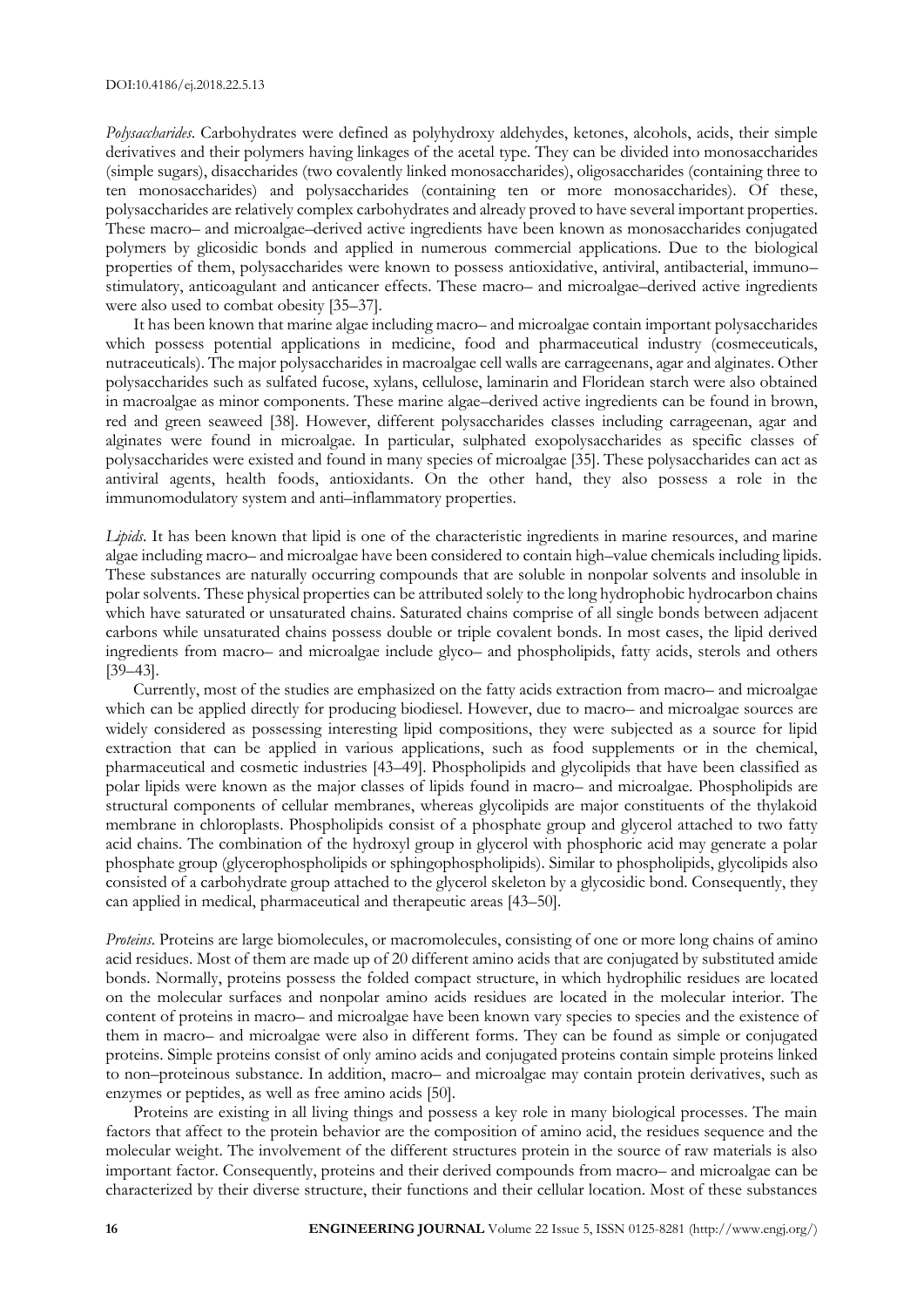*Polysaccharides.* Carbohydrates were defined as polyhydroxy aldehydes, ketones, alcohols, acids, their simple derivatives and their polymers having linkages of the acetal type. They can be divided into monosaccharides (simple sugars), disaccharides (two covalently linked monosaccharides), oligosaccharides (containing three to ten monosaccharides) and polysaccharides (containing ten or more monosaccharides). Of these, polysaccharides are relatively complex carbohydrates and already proved to have several important properties. These macro– and microalgae–derived active ingredients have been known as monosaccharides conjugated polymers by glicosidic bonds and applied in numerous commercial applications. Due to the biological properties of them, polysaccharides were known to possess antioxidative, antiviral, antibacterial, immuno–stimulatory, anticoagulant and anticancer effects. These macro– and microalgae–derived active ingredients were also used to combat obesity [35–37].

It has been known that marine algae including macro– and microalgae contain important polysaccharides which possess potential applications in medicine, food and pharmaceutical industry (cosmeceuticals, nutraceuticals). The major polysaccharides in macroalgae cell walls are carrageenans, agar and alginates. Other polysaccharides such as sulfated fucose, xylans, cellulose, laminarin and Floridean starch were also obtained in macroalgae as minor components. These marine algae–derived active ingredients can be found in brown, red and green seaweed [38]. However, different polysaccharides classes including carrageenan, agar and alginates were found in microalgae. In particular, sulphated exopolysaccharides as specific classes of polysaccharides were existed and found in many species of microalgae [35]. These polysaccharides can act as antiviral agents, health foods, antioxidants. On the other hand, they also possess a role in the immunomodulatory system and anti–inflammatory properties.

*Lipids.* It has been known that lipid is one of the characteristic ingredients in marine resources, and marine algae including macro– and microalgae have been considered to contain high–value chemicals including lipids. These substances are naturally occurring compounds that are soluble in nonpolar solvents and insoluble in polar solvents. These physical properties can be attributed solely to the long hydrophobic hydrocarbon chains which have saturated or unsaturated chains. Saturated chains comprise of all single bonds between adjacent carbons while unsaturated chains possess double or triple covalent bonds. In most cases, the lipid derived ingredients from macro– and microalgae include glyco– and phospholipids, fatty acids, sterols and others [39–43].

Currently, most of the studies are emphasized on the fatty acids extraction from macro– and microalgae which can be applied directly for producing biodiesel. However, due to macro– and microalgae sources are widely considered as possessing interesting lipid compositions, they were subjected as a source for lipid extraction that can be applied in various applications, such as food supplements or in the chemical, pharmaceutical and cosmetic industries [43–49]. Phospholipids and glycolipids that have been classified as polar lipids were known as the major classes of lipids found in macro– and microalgae. Phospholipids are structural components of cellular membranes, whereas glycolipids are major constituents of the thylakoid membrane in chloroplasts. Phospholipids consist of a phosphate group and glycerol attached to two fatty acid chains. The combination of the hydroxyl group in glycerol with phosphoric acid may generate a polar phosphate group (glycerophospholipids or sphingophospholipids). Similar to phospholipids, glycolipids also consisted of a carbohydrate group attached to the glycerol skeleton by a glycosidic bond. Consequently, they can applied in medical, pharmaceutical and therapeutic areas [43–50].

*Proteins.* Proteins are large biomolecules, or macromolecules, consisting of one or more long chains of amino acid residues. Most of them are made up of 20 different amino acids that are conjugated by substituted amide bonds. Normally, proteins possess the folded compact structure, in which hydrophilic residues are located on the molecular surfaces and nonpolar amino acids residues are located in the molecular interior. The content of proteins in macro– and microalgae have been known vary species to species and the existence of them in macro– and microalgae were also in different forms. They can be found as simple or conjugated proteins. Simple proteins consist of only amino acids and conjugated proteins contain simple proteins linked to non–proteinous substance. In addition, macro– and microalgae may contain protein derivatives, such as enzymes or peptides, as well as free amino acids [50].

Proteins are existing in all living things and possess a key role in many biological processes. The main factors that affect to the protein behavior are the composition of amino acid, the residues sequence and the molecular weight. The involvement of the different structures protein in the source of raw materials is also important factor. Consequently, proteins and their derived compounds from macro– and microalgae can be characterized by their diverse structure, their functions and their cellular location. Most of these substances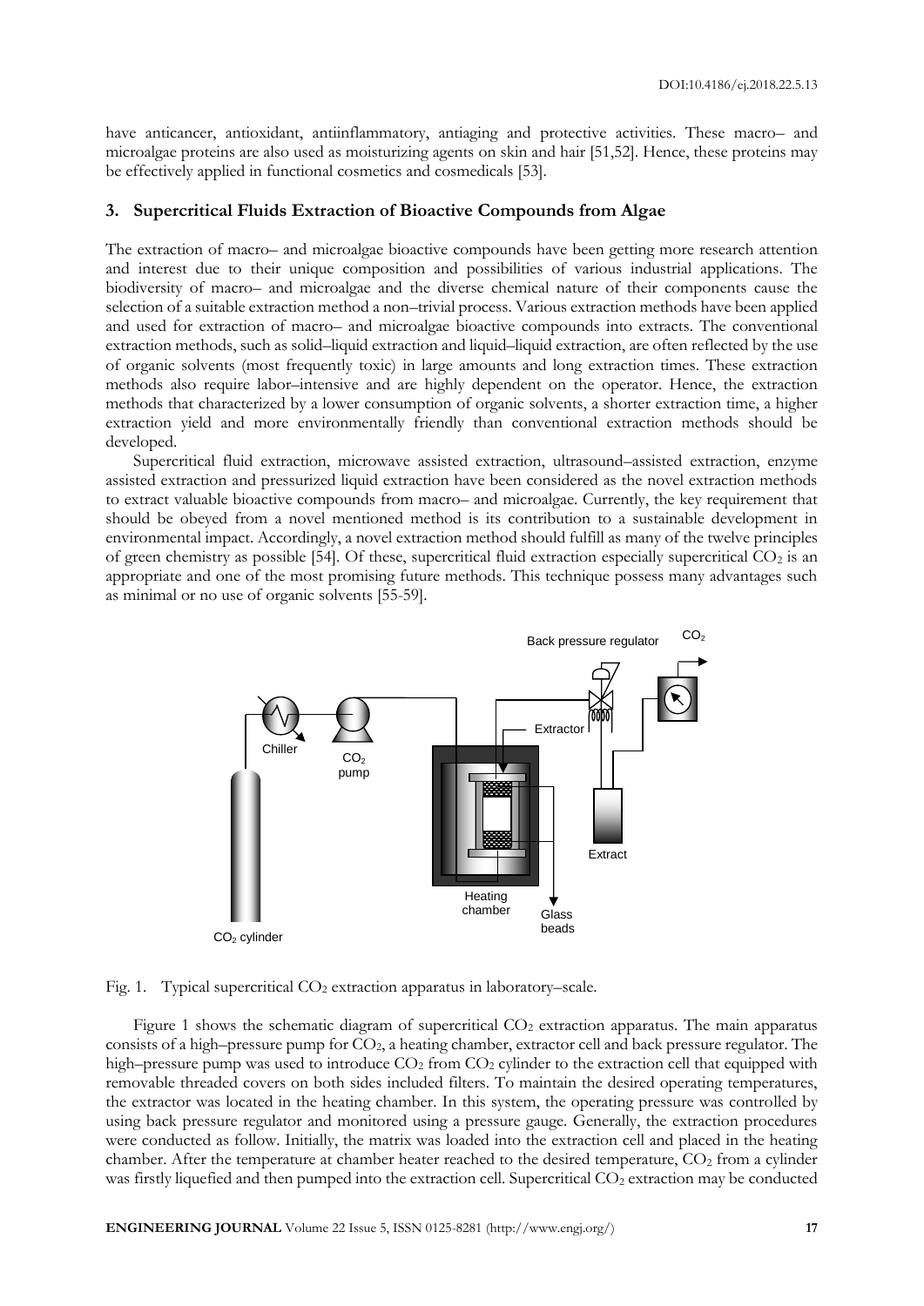have anticancer, antioxidant, antiinflammatory, antiaging and protective activities. These macro– and microalgae proteins are also used as moisturizing agents on skin and hair [51,52]. Hence, these proteins may be effectively applied in functional cosmetics and cosmedicals [53].

## 3. Supercritical Fluids Extraction of Bioactive Compounds from Algae

The extraction of macro– and microalgae bioactive compounds have been getting more research attention and interest due to their unique composition and possibilities of various industrial applications. The biodiversity of macro– and microalgae and the diverse chemical nature of their components cause the selection of a suitable extraction method a non–trivial process. Various extraction methods have been applied and used for extraction of macro– and microalgae bioactive compounds into extracts. The conventional extraction methods, such as solid–liquid extraction and liquid–liquid extraction, are often reflected by the use of organic solvents (most frequently toxic) in large amounts and long extraction times. These extraction methods also require labor–intensive and are highly dependent on the operator. Hence, the extraction methods that characterized by a lower consumption of organic solvents, a shorter extraction time, a higher extraction yield and more environmentally friendly than conventional extraction methods should be developed.

Supercritical fluid extraction, microwave assisted extraction, ultrasound–assisted extraction, enzyme assisted extraction and pressurized liquid extraction have been considered as the novel extraction methods to extract valuable bioactive compounds from macro– and microalgae. Currently, the key requirement that should be obeyed from a novel mentioned method is its contribution to a sustainable development in environmental impact. Accordingly, a novel extraction method should fulfill as many of the twelve principles of green chemistry as possible [54]. Of these, supercritical fluid extraction especially supercritical $CO_2$ is an appropriate and one of the most promising future methods. This technique possess many advantages such as minimal or no use of organic solvents [55-59].

Fig. 1. Typical supercritical $CO_2$ extraction apparatus in laboratory–scale.

Figure 1 shows the schematic diagram of supercritical $CO_2$ extraction apparatus. The main apparatus consists of a high–pressure pump for $CO_2$, a heating chamber, extractor cell and back pressure regulator. The high–pressure pump was used to introduce $CO_2$ from $CO_2$ cylinder to the extraction cell that equipped with removable threaded covers on both sides included filters. To maintain the desired operating temperatures, the extractor was located in the heating chamber. In this system, the operating pressure was controlled by using back pressure regulator and monitored using a pressure gauge. Generally, the extraction procedures were conducted as follow. Initially, the matrix was loaded into the extraction cell and placed in the heating chamber. After the temperature at chamber heater reached to the desired temperature, $CO_2$ from a cylinder was firstly liquefied and then pumped into the extraction cell. Supercritical $CO_2$ extraction may be conducted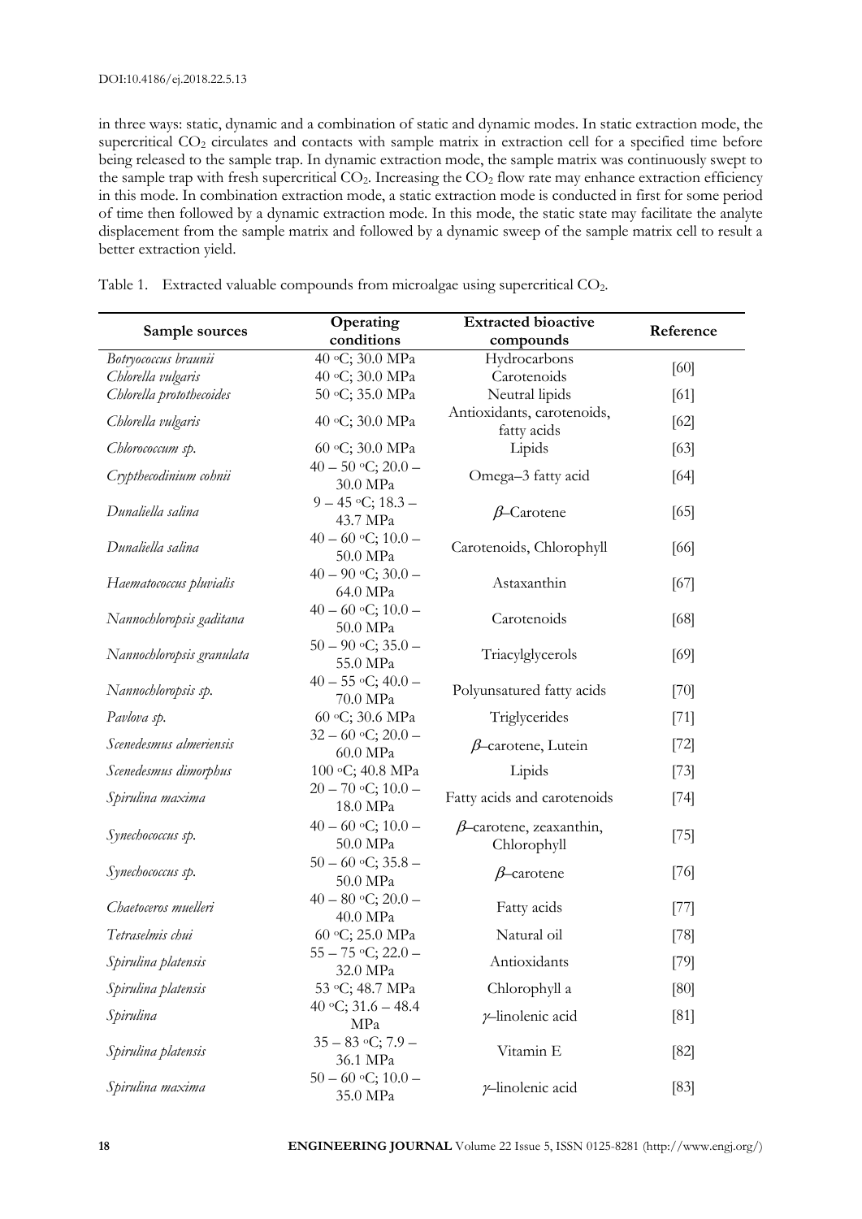in three ways: static, dynamic and a combination of static and dynamic modes. In static extraction mode, the supercritical $CO_2$ circulates and contacts with sample matrix in extraction cell for a specified time before being released to the sample trap. In dynamic extraction mode, the sample matrix was continuously swept to the sample trap with fresh supercritical $CO_2$. Increasing the $CO_2$ flow rate may enhance extraction efficiency in this mode. In combination extraction mode, a static extraction mode is conducted in first for some period of time then followed by a dynamic extraction mode. In this mode, the static state may facilitate the analyte displacement from the sample matrix and followed by a dynamic sweep of the sample matrix cell to result a better extraction yield.

Table 1. Extracted valuable compounds from microalgae using supercritical $CO_2$.

| Sample sources | Operating conditions | Extracted bioactive compounds | Reference |
|---|---|---|---|
| *Botryococcus braunii* | 40 °C; 30.0 MPa | Hydrocarbons | [60] |
| *Chlorella vulgaris* | 40 °C; 30.0 MPa | Carotenoids | |
| *Chlorella protothecoides* | 50 °C; 35.0 MPa | Neutral lipids | [61] |
| *Chlorella vulgaris* | 40 °C; 30.0 MPa | Antioxidants, carotenoids, fatty acids | [62] |
| *Chlorococcum sp.* | 60 °C; 30.0 MPa | Lipids | [63] |
| *Crypthecodinium cohnii* | 40 – 50 °C; 20.0 – 30.0 MPa | Omega–3 fatty acid | [64] |
| *Dunaliella salina* | 9 – 45 °C; 18.3 – 43.7 MPa | $\beta$–Carotene | [65] |
| *Dunaliella salina* | 40 – 60 °C; 10.0 – 50.0 MPa | Carotenoids, Chlorophyll | [66] |
| *Haematococcus pluvialis* | 40 – 90 °C; 30.0 – 64.0 MPa | Astaxanthin | [67] |
| *Nannochloropsis gaditana* | 40 – 60 °C; 10.0 – 50.0 MPa | Carotenoids | [68] |
| *Nannochloropsis granulata* | 50 – 90 °C; 35.0 – 55.0 MPa | Triacylglycerols | [69] |
| *Nannochloropsis sp.* | 40 – 55 °C; 40.0 – 70.0 MPa | Polyunsatured fatty acids | [70] |
| *Pavlova sp.* | 60 °C; 30.6 MPa | Triglycerides | [71] |
| *Scenedesmus almeriensis* | 32 – 60 °C; 20.0 – 60.0 MPa | $\beta$–carotene, Lutein | [72] |
| *Scenedesmus dimorphus* | 100 °C; 40.8 MPa | Lipids | [73] |
| *Spirulina maxima* | 20 – 70 °C; 10.0 – 18.0 MPa | Fatty acids and carotenoids | [74] |
| *Synechococcus sp.* | 40 – 60 °C; 10.0 – 50.0 MPa | $\beta$–carotene, zeaxanthin, Chlorophyll | [75] |
| *Synechococcus sp.* | 50 – 60 °C; 35.8 – 50.0 MPa | $\beta$–carotene | [76] |
| *Chaetoceros muelleri* | 40 – 80 °C; 20.0 – 40.0 MPa | Fatty acids | [77] |
| *Tetraselmis chui* | 60 °C; 25.0 MPa | Natural oil | [78] |
| *Spirulina platensis* | 55 – 75 °C; 22.0 – 32.0 MPa | Antioxidants | [79] |
| *Spirulina platensis* | 53 °C; 48.7 MPa | Chlorophyll a | [80] |
| *Spirulina* | 40 °C; 31.6 – 48.4 MPa | $\gamma$–linolenic acid | [81] |
| *Spirulina platensis* | 35 – 83 °C; 7.9 – 36.1 MPa | Vitamin E | [82] |
| *Spirulina maxima* | 50 – 60 °C; 10.0 – 35.0 MPa | $\gamma$–linolenic acid | [83] |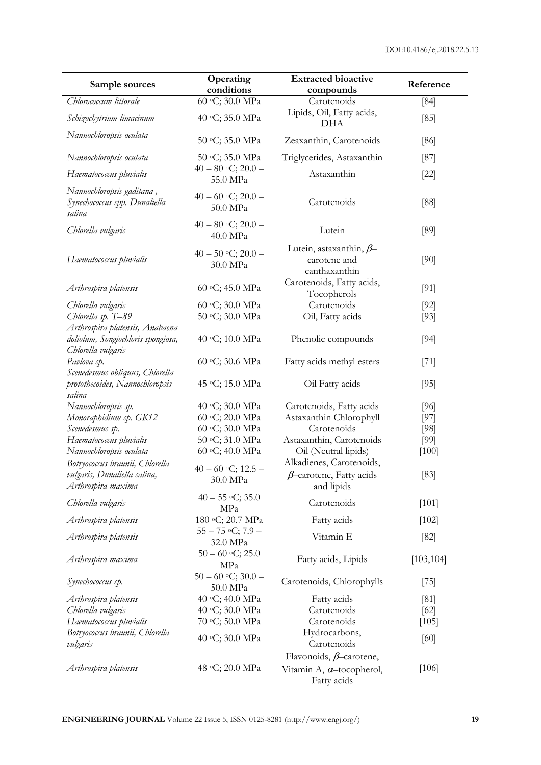| Sample sources | Operating conditions | Extracted bioactive compounds | Reference |
|---|---|---|---|
| *Chlorococcum littorale* | 60 °C; 30.0 MPa | Carotenoids | [84] |
| *Schizochytrium limacinum* | 40 °C; 35.0 MPa | Lipids, Oil, Fatty acids, DHA | [85] |
| *Nannochloropsis oculata* | 50 °C; 35.0 MPa | Zeaxanthin, Carotenoids | [86] |
| *Nannochloropsis oculata* | 50 °C; 35.0 MPa | Triglycerides, Astaxanthin | [87] |
| *Haematococcus pluvialis* | 40 – 80 °C; 20.0 – 55.0 MPa | Astaxanthin | [22] |
| *Nannochloropsis gaditana , Synechococcus spp. Dunaliella salina* | 40 – 60 °C; 20.0 – 50.0 MPa | Carotenoids | [88] |
| *Chlorella vulgaris* | 40 – 80 °C; 20.0 – 40.0 MPa | Lutein | [89] |
| *Haematococcus pluvialis* | 40 – 50 °C; 20.0 – 30.0 MPa | Lutein, astaxanthin, $\beta$–carotene and canthaxanthin | [90] |
| *Arthrospira platensis* | 60 °C; 45.0 MPa | Carotenoids, Fatty acids, Tocopherols | [91] |
| *Chlorella vulgaris* | 60 °C; 30.0 MPa | Carotenoids | [92] |
| *Chlorella sp. T–89* | 50 °C; 30.0 MPa | Oil, Fatty acids | [93] |
| *Arthrospira platensis, Anabaena doliolum, Songiochloris spongiosa, Chlorella vulgaris* | 40 °C; 10.0 MPa | Phenolic compounds | [94] |
| *Pavlova sp.* | 60 °C; 30.6 MPa | Fatty acids methyl esters | [71] |
| *Scenedesmus obliquus, Chlorella protothecoides, Nannochloropsis salina* | 45 °C; 15.0 MPa | Oil Fatty acids | [95] |
| *Nannochloropsis sp.* | 40 °C; 30.0 MPa | Carotenoids, Fatty acids | [96] |
| *Monoraphidium sp. GK12* | 60 °C; 20.0 MPa | Astaxanthin Chlorophyll | [97] |
| *Scenedesmus sp.* | 60 °C; 30.0 MPa | Carotenoids | [98] |
| *Haematococcus pluvialis* | 50 °C; 31.0 MPa | Astaxanthin, Carotenoids | [99] |
| *Nannochloropsis oculata* | 60 °C; 40.0 MPa | Oil (Neutral lipids) | [100] |
| *Botryococcus braunii, Chlorella vulgaris, Dunaliella salina, Arthrospira maxima* | 40 – 60 °C; 12.5 – 30.0 MPa | Alkadienes, Carotenoids, $\beta$–carotene, Fatty acids and lipids | [83] |
| *Chlorella vulgaris* | 40 – 55 °C; 35.0 MPa | Carotenoids | [101] |
| *Arthrospira platensis* | 180 °C; 20.7 MPa | Fatty acids | [102] |
| *Arthrospira platensis* | 55 – 75 °C; 7.9 – 32.0 MPa | Vitamin E | [82] |
| *Arthrospira maxima* | 50 – 60 °C; 25.0 MPa | Fatty acids, Lipids | [103,104] |
| *Synechococcus sp.* | 50 – 60 °C; 30.0 – 50.0 MPa | Carotenoids, Chlorophylls | [75] |
| *Arthrospira platensis* | 40 °C; 40.0 MPa | Fatty acids | [81] |
| *Chlorella vulgaris* | 40 °C; 30.0 MPa | Carotenoids | [62] |
| *Haematococcus pluvialis* | 70 °C; 50.0 MPa | Carotenoids | [105] |
| *Botryococcus braunii, Chlorella vulgaris* | 40 °C; 30.0 MPa | Hydrocarbons, Carotenoids | [60] |
| *Arthrospira platensis* | 48 °C; 20.0 MPa | Flavonoids, $\beta$–carotene, Vitamin A, $\alpha$–tocopherol, Fatty acids | [106] |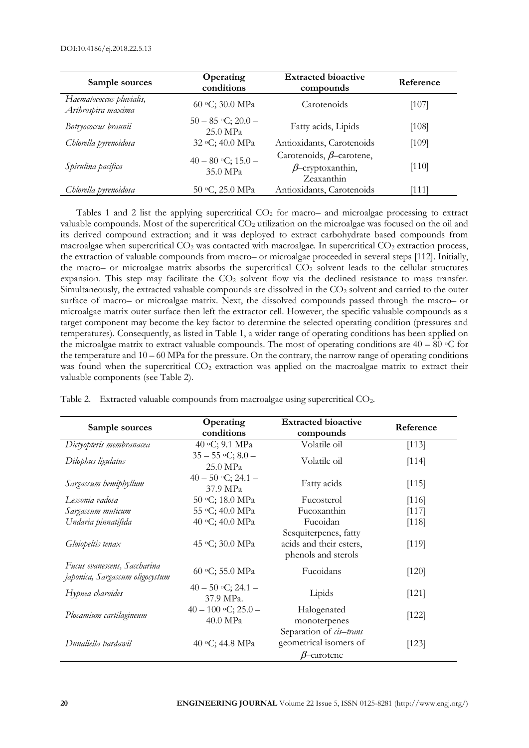| Sample sources | Operating conditions | Extracted bioactive compounds | Reference |
|---|---|---|---|
| *Haematococcus pluvialis, Arthrospira maxima* | 60 °C; 30.0 MPa | Carotenoids | [107] |
| *Botryococcus braunii* | 50 – 85 °C; 20.0 – 25.0 MPa | Fatty acids, Lipids | [108] |
| *Chlorella pyrenoidosa* | 32 °C; 40.0 MPa | Antioxidants, Carotenoids | [109] |
| *Spirulina pacifica* | 40 – 80 °C; 15.0 – 35.0 MPa | Carotenoids, $\beta$–carotene, $\beta$–cryptoxanthin, Zeaxanthin | [110] |
| *Chlorella pyrenoidosa* | 50 °C, 25.0 MPa | Antioxidants, Carotenoids | [111] |

Tables 1 and 2 list the applying supercritical $CO_2$ for macro– and microalgae processing to extract valuable compounds. Most of the supercritical $CO_2$ utilization on the microalgae was focused on the oil and its derived compound extraction; and it was deployed to extract carbohydrate based compounds from macroalgae when supercritical $CO_2$ was contacted with macroalgae. In supercritical $CO_2$ extraction process, the extraction of valuable compounds from macro– or microalgae proceeded in several steps [112]. Initially, the macro– or microalgae matrix absorbs the supercritical $CO_2$ solvent leads to the cellular structures expansion. This step may facilitate the $CO_2$ solvent flow via the declined resistance to mass transfer. Simultaneously, the extracted valuable compounds are dissolved in the $CO_2$ solvent and carried to the outer surface of macro– or microalgae matrix. Next, the dissolved compounds passed through the macro– or microalgae matrix outer surface then left the extractor cell. However, the specific valuable compounds as a target component may become the key factor to determine the selected operating condition (pressures and temperatures). Consequently, as listed in Table 1, a wider range of operating conditions has been applied on the microalgae matrix to extract valuable compounds. The most of operating conditions are 40 – 80 °C for the temperature and 10 – 60 MPa for the pressure. On the contrary, the narrow range of operating conditions was found when the supercritical $CO_2$ extraction was applied on the macroalgae matrix to extract their valuable components (see Table 2).

Table 2. Extracted valuable compounds from macroalgae using supercritical $CO_2$.

| Sample sources | Operating conditions | Extracted bioactive compounds | Reference |
|---|---|---|---|
| *Dictyopteris membranacea* | 40 °C; 9.1 MPa | Volatile oil | [113] |
| *Dilophus ligulatus* | 35 – 55 °C; 8.0 – 25.0 MPa | Volatile oil | [114] |
| *Sargassum hemiphyllum* | 40 – 50 °C; 24.1 – 37.9 MPa | Fatty acids | [115] |
| *Lessonia vadosa* | 50 °C; 18.0 MPa | Fucosterol | [116] |
| *Sargassum muticum* | 55 °C; 40.0 MPa | Fucoxanthin | [117] |
| *Undaria pinnatifida* | 40 °C; 40.0 MPa | Fucoidan | [118] |
| *Gloiopeltis tenax* | 45 °C; 30.0 MPa | Sesquiterpenes, fatty acids and their esters, phenols and sterols | [119] |
| *Fucus evanescens, Saccharina japonica, Sargassum oligocystum* | 60 °C; 55.0 MPa | Fucoidans | [120] |
| *Hypnea charoides* | 40 – 50 °C; 24.1 – 37.9 MPa. | Lipids | [121] |
| *Plocamium cartilagineum* | 40 – 100 °C; 25.0 – 40.0 MPa | Halogenated monoterpenes | [122] |
| *Dunaliella bardawil* | 40 °C; 44.8 MPa | Separation of *cis–trans* geometrical isomers of $\beta$–carotene | [123] |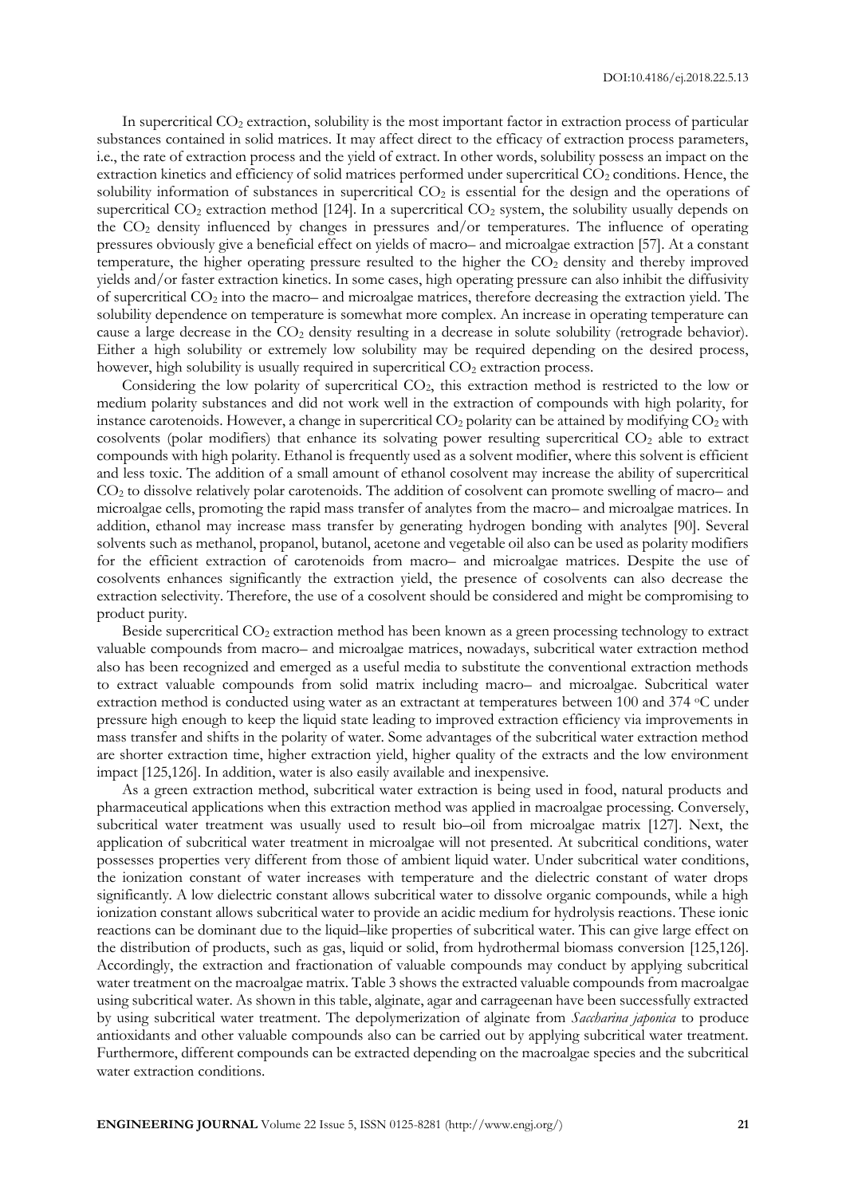In supercritical $CO_2$ extraction, solubility is the most important factor in extraction process of particular substances contained in solid matrices. It may affect direct to the efficacy of extraction process parameters, i.e., the rate of extraction process and the yield of extract. In other words, solubility possess an impact on the extraction kinetics and efficiency of solid matrices performed under supercritical $CO_2$ conditions. Hence, the solubility information of substances in supercritical $CO_2$ is essential for the design and the operations of supercritical $CO_2$ extraction method [124]. In a supercritical $CO_2$ system, the solubility usually depends on the $CO_2$ density influenced by changes in pressures and/or temperatures. The influence of operating pressures obviously give a beneficial effect on yields of macro– and microalgae extraction [57]. At a constant temperature, the higher operating pressure resulted to the higher the $CO_2$ density and thereby improved yields and/or faster extraction kinetics. In some cases, high operating pressure can also inhibit the diffusivity of supercritical $CO_2$ into the macro– and microalgae matrices, therefore decreasing the extraction yield. The solubility dependence on temperature is somewhat more complex. An increase in operating temperature can cause a large decrease in the $CO_2$ density resulting in a decrease in solute solubility (retrograde behavior). Either a high solubility or extremely low solubility may be required depending on the desired process, however, high solubility is usually required in supercritical $CO_2$ extraction process.

Considering the low polarity of supercritical $CO_2$, this extraction method is restricted to the low or medium polarity substances and did not work well in the extraction of compounds with high polarity, for instance carotenoids. However, a change in supercritical $CO_2$ polarity can be attained by modifying $CO_2$ with cosolvents (polar modifiers) that enhance its solvating power resulting supercritical $CO_2$ able to extract compounds with high polarity. Ethanol is frequently used as a solvent modifier, where this solvent is efficient and less toxic. The addition of a small amount of ethanol cosolvent may increase the ability of supercritical $CO_2$ to dissolve relatively polar carotenoids. The addition of cosolvent can promote swelling of macro– and microalgae cells, promoting the rapid mass transfer of analytes from the macro– and microalgae matrices. In addition, ethanol may increase mass transfer by generating hydrogen bonding with analytes [90]. Several solvents such as methanol, propanol, butanol, acetone and vegetable oil also can be used as polarity modifiers for the efficient extraction of carotenoids from macro– and microalgae matrices. Despite the use of cosolvents enhances significantly the extraction yield, the presence of cosolvents can also decrease the extraction selectivity. Therefore, the use of a cosolvent should be considered and might be compromising to product purity.

Beside supercritical $CO_2$ extraction method has been known as a green processing technology to extract valuable compounds from macro– and microalgae matrices, nowadays, subcritical water extraction method also has been recognized and emerged as a useful media to substitute the conventional extraction methods to extract valuable compounds from solid matrix including macro– and microalgae. Subcritical water extraction method is conducted using water as an extractant at temperatures between 100 and 374 $^{o}$C under pressure high enough to keep the liquid state leading to improved extraction efficiency via improvements in mass transfer and shifts in the polarity of water. Some advantages of the subcritical water extraction method are shorter extraction time, higher extraction yield, higher quality of the extracts and the low environment impact [125,126]. In addition, water is also easily available and inexpensive.

As a green extraction method, subcritical water extraction is being used in food, natural products and pharmaceutical applications when this extraction method was applied in macroalgae processing. Conversely, subcritical water treatment was usually used to result bio–oil from microalgae matrix [127]. Next, the application of subcritical water treatment in microalgae will not presented. At subcritical conditions, water possesses properties very different from those of ambient liquid water. Under subcritical water conditions, the ionization constant of water increases with temperature and the dielectric constant of water drops significantly. A low dielectric constant allows subcritical water to dissolve organic compounds, while a high ionization constant allows subcritical water to provide an acidic medium for hydrolysis reactions. These ionic reactions can be dominant due to the liquid–like properties of subcritical water. This can give large effect on the distribution of products, such as gas, liquid or solid, from hydrothermal biomass conversion [125,126]. Accordingly, the extraction and fractionation of valuable compounds may conduct by applying subcritical water treatment on the macroalgae matrix. Table 3 shows the extracted valuable compounds from macroalgae using subcritical water. As shown in this table, alginate, agar and carrageenan have been successfully extracted by using subcritical water treatment. The depolymerization of alginate from *Saccharina japonica* to produce antioxidants and other valuable compounds also can be carried out by applying subcritical water treatment. Furthermore, different compounds can be extracted depending on the macroalgae species and the subcritical water extraction conditions.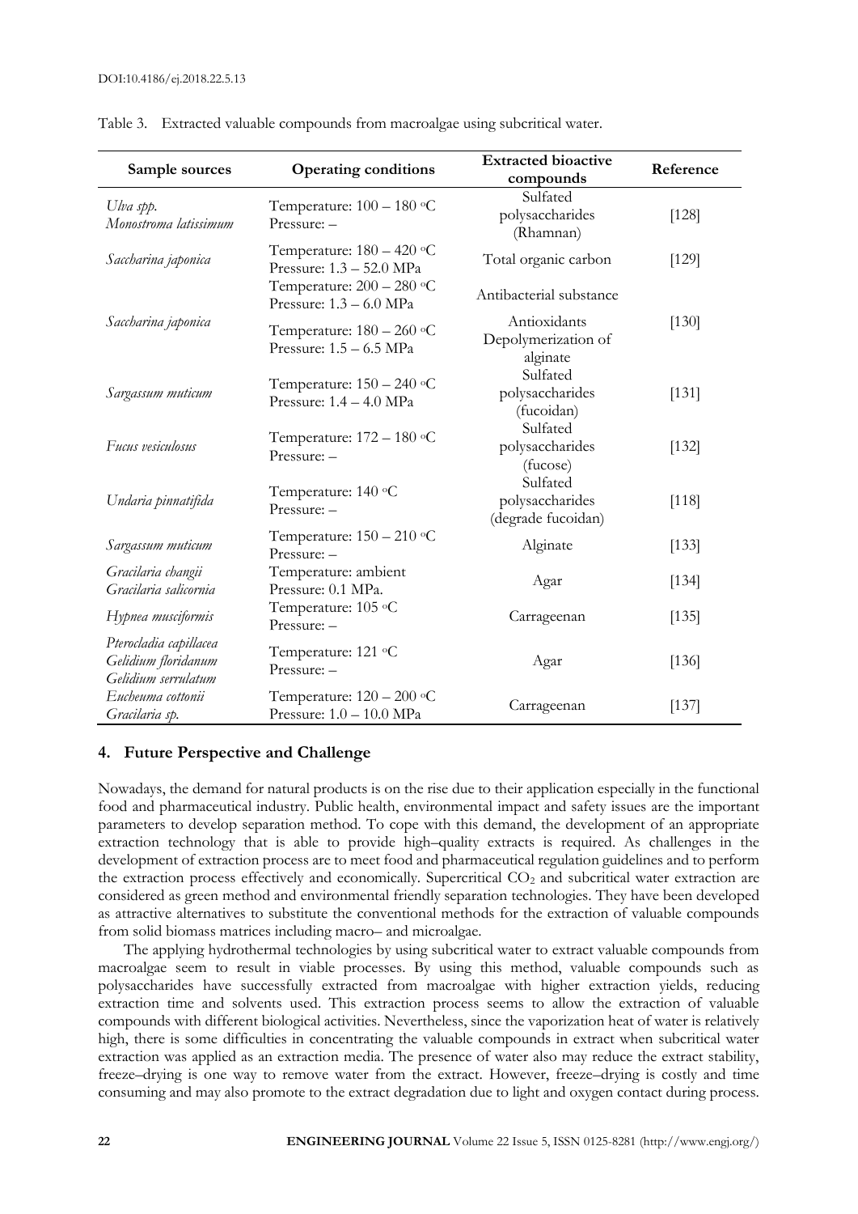Table 3. Extracted valuable compounds from macroalgae using subcritical water.

| Sample sources | Operating conditions | Extracted bioactive compounds | Reference |
|---|---|---|---|
| *Ulva spp.*<br>*Monostroma latissimum* | Temperature: 100 – 180 °C<br>Pressure: – | Sulfated polysaccharides (Rhamnan) | [128] |
| *Saccharina japonica* | Temperature: 180 – 420 °C<br>Pressure: 1.3 – 52.0 MPa | Total organic carbon | [129] |
| *Saccharina japonica* | Temperature: 200 – 280 °C<br>Pressure: 1.3 – 6.0 MPa | Antibacterial substance | [130] |
| | Temperature: 180 – 260 °C<br>Pressure: 1.5 – 6.5 MPa | Antioxidants<br>Depolymerization of alginate | |
| *Sargassum muticum* | Temperature: 150 – 240 °C<br>Pressure: 1.4 – 4.0 MPa | Sulfated polysaccharides (fucoidan) | [131] |
| *Fucus vesiculosus* | Temperature: 172 – 180 °C<br>Pressure: – | Sulfated polysaccharides (fucose) | [132] |
| *Undaria pinnatifida* | Temperature: 140 °C<br>Pressure: – | Sulfated polysaccharides (degrade fucoidan) | [118] |
| *Sargassum muticum* | Temperature: 150 – 210 °C<br>Pressure: – | Alginate | [133] |
| *Gracilaria changii*<br>*Gracilaria salicornia* | Temperature: ambient<br>Pressure: 0.1 MPa. | Agar | [134] |
| *Hypnea musciformis* | Temperature: 105 °C<br>Pressure: – | Carrageenan | [135] |
| *Pterocladia capillacea*<br>*Gelidium floridanum*<br>*Gelidium serrulatum* | Temperature: 121 °C<br>Pressure: – | Agar | [136] |
| *Eucheuma cottonii*<br>*Gracilaria sp.* | Temperature: 120 – 200 °C<br>Pressure: 1.0 – 10.0 MPa | Carrageenan | [137] |

## 4. Future Perspective and Challenge

Nowadays, the demand for natural products is on the rise due to their application especially in the functional food and pharmaceutical industry. Public health, environmental impact and safety issues are the important parameters to develop separation method. To cope with this demand, the development of an appropriate extraction technology that is able to provide high–quality extracts is required. As challenges in the development of extraction process are to meet food and pharmaceutical regulation guidelines and to perform the extraction process effectively and economically. Supercritical $CO_2$ and subcritical water extraction are considered as green method and environmental friendly separation technologies. They have been developed as attractive alternatives to substitute the conventional methods for the extraction of valuable compounds from solid biomass matrices including macro– and microalgae.

The applying hydrothermal technologies by using subcritical water to extract valuable compounds from macroalgae seem to result in viable processes. By using this method, valuable compounds such as polysaccharides have successfully extracted from macroalgae with higher extraction yields, reducing extraction time and solvents used. This extraction process seems to allow the extraction of valuable compounds with different biological activities. Nevertheless, since the vaporization heat of water is relatively high, there is some difficulties in concentrating the valuable compounds in extract when subcritical water extraction was applied as an extraction media. The presence of water also may reduce the extract stability, freeze–drying is one way to remove water from the extract. However, freeze–drying is costly and time consuming and may also promote to the extract degradation due to light and oxygen contact during process.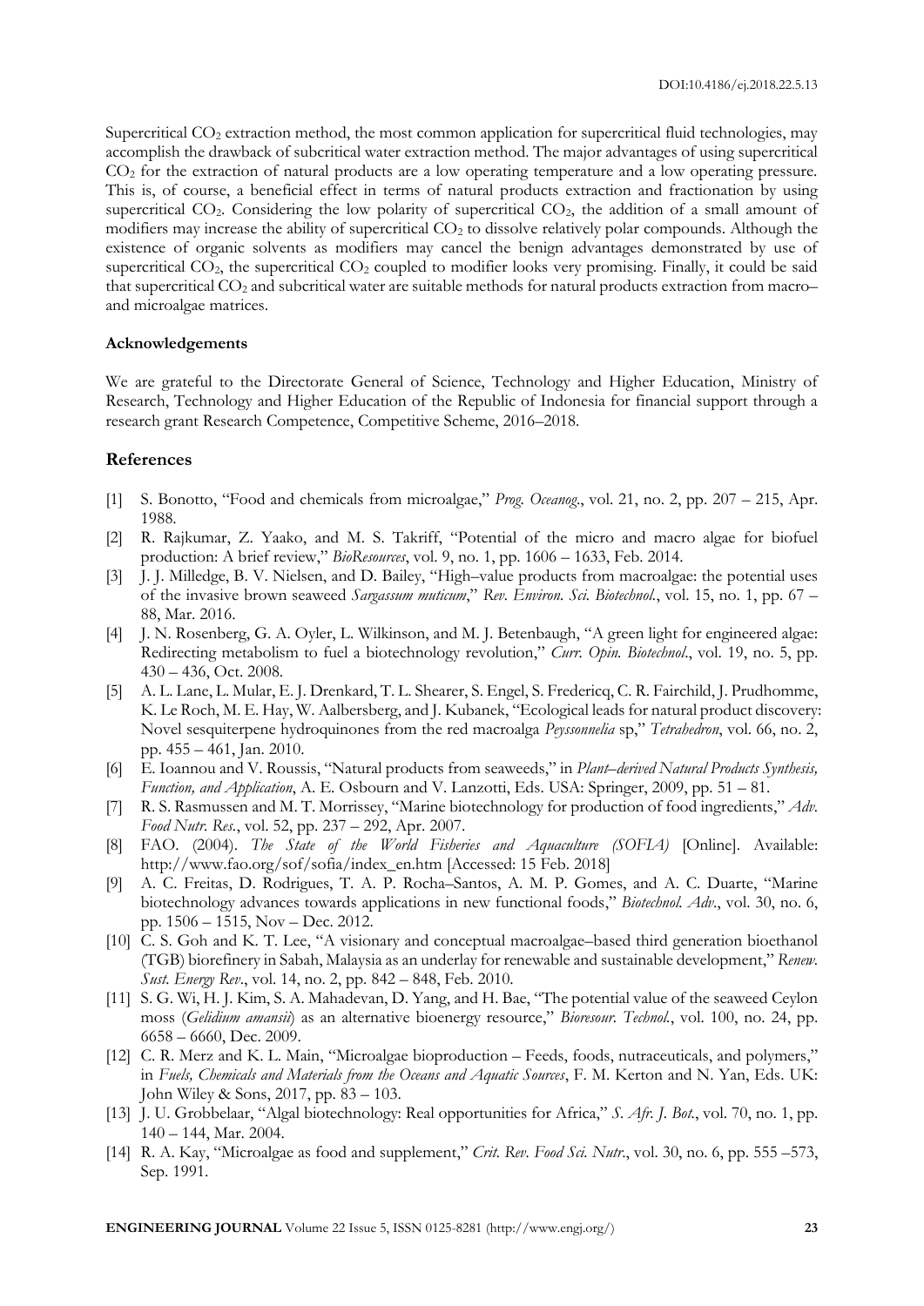Supercritical $CO_2$ extraction method, the most common application for supercritical fluid technologies, may accomplish the drawback of subcritical water extraction method. The major advantages of using supercritical $CO_2$ for the extraction of natural products are a low operating temperature and a low operating pressure. This is, of course, a beneficial effect in terms of natural products extraction and fractionation by using supercritical $CO_2$. Considering the low polarity of supercritical $CO_2$, the addition of a small amount of modifiers may increase the ability of supercritical $CO_2$ to dissolve relatively polar compounds. Although the existence of organic solvents as modifiers may cancel the benign advantages demonstrated by use of supercritical $CO_2$, the supercritical $CO_2$ coupled to modifier looks very promising. Finally, it could be said that supercritical $CO_2$ and subcritical water are suitable methods for natural products extraction from macro– and microalgae matrices.

#### Acknowledgements

We are grateful to the Directorate General of Science, Technology and Higher Education, Ministry of Research, Technology and Higher Education of the Republic of Indonesia for financial support through a research grant Research Competence, Competitive Scheme, 2016–2018.

## References

[1] S. Bonotto, "Food and chemicals from microalgae," *Prog. Oceanog.*, vol. 21, no. 2, pp. 207 – 215, Apr. 1988.

[2] R. Rajkumar, Z. Yaako, and M. S. Takriff, "Potential of the micro and macro algae for biofuel production: A brief review," *BioResources*, vol. 9, no. 1, pp. 1606 – 1633, Feb. 2014.

[3] J. J. Milledge, B. V. Nielsen, and D. Bailey, "High–value products from macroalgae: the potential uses of the invasive brown seaweed *Sargassum muticum*," *Rev. Environ. Sci. Biotechnol.*, vol. 15, no. 1, pp. 67 – 88, Mar. 2016.

[4] J. N. Rosenberg, G. A. Oyler, L. Wilkinson, and M. J. Betenbaugh, "A green light for engineered algae: Redirecting metabolism to fuel a biotechnology revolution," *Curr. Opin. Biotechnol.*, vol. 19, no. 5, pp. 430 – 436, Oct. 2008.

[5] A. L. Lane, L. Mular, E. J. Drenkard, T. L. Shearer, S. Engel, S. Fredericq, C. R. Fairchild, J. Prudhomme, K. Le Roch, M. E. Hay, W. Aalbersberg, and J. Kubanek, "Ecological leads for natural product discovery: Novel sesquiterpene hydroquinones from the red macroalga *Peyssonnelia* sp," *Tetrahedron*, vol. 66, no. 2, pp. 455 – 461, Jan. 2010.

[6] E. Ioannou and V. Roussis, "Natural products from seaweeds," in *Plant–derived Natural Products Synthesis, Function, and Application*, A. E. Osbourn and V. Lanzotti, Eds. USA: Springer, 2009, pp. 51 – 81.

[7] R. S. Rasmussen and M. T. Morrissey, "Marine biotechnology for production of food ingredients," *Adv. Food Nutr. Res.*, vol. 52, pp. 237 – 292, Apr. 2007.

[8] FAO. (2004). *The State of the World Fisheries and Aquaculture (SOFIA)* [Online]. Available: http://www.fao.org/sof/sofia/index_en.htm [Accessed: 15 Feb. 2018]

[9] A. C. Freitas, D. Rodrigues, T. A. P. Rocha–Santos, A. M. P. Gomes, and A. C. Duarte, "Marine biotechnology advances towards applications in new functional foods," *Biotechnol. Adv.*, vol. 30, no. 6, pp. 1506 – 1515, Nov – Dec. 2012.

[10] C. S. Goh and K. T. Lee, "A visionary and conceptual macroalgae–based third generation bioethanol (TGB) biorefinery in Sabah, Malaysia as an underlay for renewable and sustainable development," *Renew. Sust. Energy Rev.*, vol. 14, no. 2, pp. 842 – 848, Feb. 2010.

[11] S. G. Wi, H. J. Kim, S. A. Mahadevan, D. Yang, and H. Bae, "The potential value of the seaweed Ceylon moss (*Gelidium amansii*) as an alternative bioenergy resource," *Bioresour. Technol.*, vol. 100, no. 24, pp. 6658 – 6660, Dec. 2009.

[12] C. R. Merz and K. L. Main, "Microalgae bioproduction – Feeds, foods, nutraceuticals, and polymers," in *Fuels, Chemicals and Materials from the Oceans and Aquatic Sources*, F. M. Kerton and N. Yan, Eds. UK: John Wiley & Sons, 2017, pp. 83 – 103.

[13] J. U. Grobbelaar, "Algal biotechnology: Real opportunities for Africa," *S. Afr. J. Bot.*, vol. 70, no. 1, pp. 140 – 144, Mar. 2004.

[14] R. A. Kay, "Microalgae as food and supplement," *Crit. Rev. Food Sci. Nutr.*, vol. 30, no. 6, pp. 555 –573, Sep. 1991.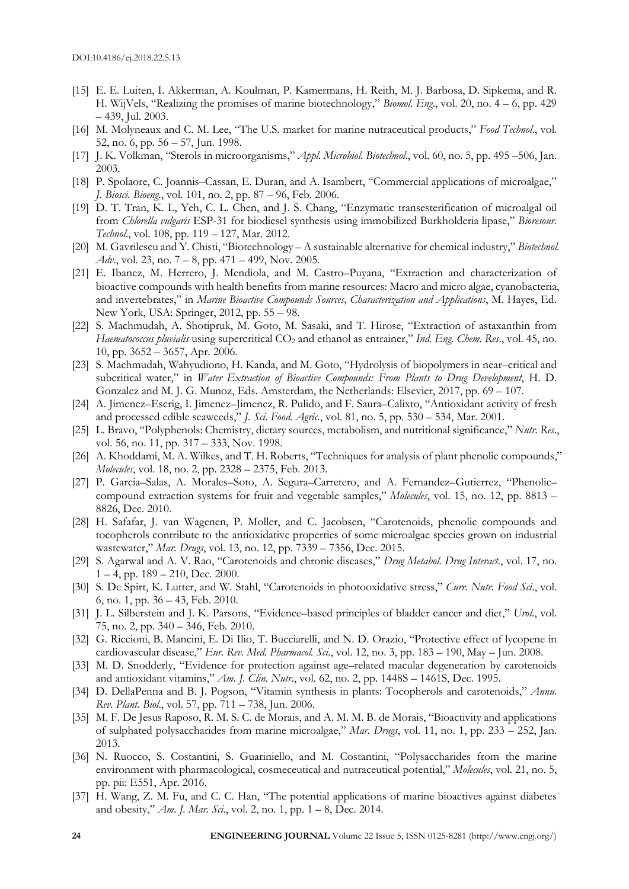[15] E. E. Luiten, I. Akkerman, A. Koulman, P. Kamermans, H. Reith, M. J. Barbosa, D. Sipkema, and R. H. WijVels, "Realizing the promises of marine biotechnology," *Biomol. Eng.*, vol. 20, no. 4 – 6, pp. 429 – 439, Jul. 2003.

[16] M. Molyneaux and C. M. Lee, "The U.S. market for marine nutraceutical products," *Food Technol.*, vol. 52, no. 6, pp. 56 – 57, Jun. 1998.

[17] J. K. Volkman, "Sterols in microorganisms," *Appl. Microbiol. Biotechnol.*, vol. 60, no. 5, pp. 495 –506, Jan. 2003.

[18] P. Spolaore, C. Joannis–Cassan, E. Duran, and A. Isambert, "Commercial applications of microalgae," *J. Biosci. Bioeng.*, vol. 101, no. 2, pp. 87 – 96, Feb. 2006.

[19] D. T. Tran, K. L, Yeh, C. L. Chen, and J. S. Chang, "Enzymatic transesterification of microalgal oil from *Chlorella vulgaris* ESP-31 for biodiesel synthesis using immobilized Burkholderia lipase," *Bioresour. Technol.*, vol. 108, pp. 119 – 127, Mar. 2012.

[20] M. Gavrilescu and Y. Chisti, "Biotechnology – A sustainable alternative for chemical industry," *Biotechnol. Adv.*, vol. 23, no. 7 – 8, pp. 471 – 499, Nov. 2005.

[21] E. Ibanez, M. Herrero, J. Mendiola, and M. Castro–Puyana, "Extraction and characterization of bioactive compounds with health benefits from marine resources: Macro and micro algae, cyanobacteria, and invertebrates," in *Marine Bioactive Compounds Sources, Characterization and Applications*, M. Hayes, Ed. New York, USA: Springer, 2012, pp. 55 – 98.

[22] S. Machmudah, A. Shotipruk, M. Goto, M. Sasaki, and T. Hirose, "Extraction of astaxanthin from *Haematococcus pluvialis* using supercritical $CO_2$ and ethanol as entrainer," *Ind. Eng. Chem. Res.*, vol. 45, no. 10, pp. 3652 – 3657, Apr. 2006.

[23] S. Machmudah, Wahyudiono, H. Kanda, and M. Goto, "Hydrolysis of biopolymers in near–critical and subcritical water," in *Water Extraction of Bioactive Compounds: From Plants to Drug Development*, H. D. Gonzalez and M. J. G. Munoz, Eds. Amsterdam, the Netherlands: Elsevier, 2017, pp. 69 – 107.

[24] A. Jimenez–Escrig, I. Jimenez–Jimenez, R. Pulido, and F. Saura–Calixto, "Antioxidant activity of fresh and processed edible seaweeds," *J. Sci. Food. Agric.*, vol. 81, no. 5, pp. 530 – 534, Mar. 2001.

[25] L. Bravo, "Polyphenols: Chemistry, dietary sources, metabolism, and nutritional significance," *Nutr. Res.*, vol. 56, no. 11, pp. 317 – 333, Nov. 1998.

[26] A. Khoddami, M. A. Wilkes, and T. H. Roberts, "Techniques for analysis of plant phenolic compounds," *Molecules*, vol. 18, no. 2, pp. 2328 – 2375, Feb. 2013.

[27] P. Garcia–Salas, A. Morales–Soto, A. Segura–Carretero, and A. Fernandez–Gutierrez, "Phenolic–compound extraction systems for fruit and vegetable samples," *Molecules*, vol. 15, no. 12, pp. 8813 – 8826, Dec. 2010.

[28] H. Safafar, J. van Wagenen, P. Moller, and C. Jacobsen, "Carotenoids, phenolic compounds and tocopherols contribute to the antioxidative properties of some microalgae species grown on industrial wastewater," *Mar. Drugs*, vol. 13, no. 12, pp. 7339 – 7356, Dec. 2015.

[29] S. Agarwal and A. V. Rao, "Carotenoids and chronic diseases," *Drug Metabol. Drug Interact.*, vol. 17, no. 1 – 4, pp. 189 – 210, Dec. 2000.

[30] S. De Spirt, K. Lutter, and W. Stahl, "Carotenoids in photooxidative stress," *Curr. Nutr. Food Sci.*, vol. 6, no. 1, pp. 36 – 43, Feb. 2010.

[31] J. L. Silberstein and J. K. Parsons, "Evidence–based principles of bladder cancer and diet," *Urol.*, vol. 75, no. 2, pp. 340 – 346, Feb. 2010.

[32] G. Riccioni, B. Mancini, E. Di Ilio, T. Bucciarelli, and N. D. Orazio, "Protective effect of lycopene in cardiovascular disease," *Eur. Rev. Med. Pharmacol. Sci.*, vol. 12, no. 3, pp. 183 – 190, May – Jun. 2008.

[33] M. D. Snodderly, "Evidence for protection against age–related macular degeneration by carotenoids and antioxidant vitamins," *Am. J. Clin. Nutr.*, vol. 62, no. 2, pp. 1448S – 1461S, Dec. 1995.

[34] D. DellaPenna and B. J. Pogson, "Vitamin synthesis in plants: Tocopherols and carotenoids," *Annu. Rev. Plant. Biol.*, vol. 57, pp. 711 – 738, Jun. 2006.

[35] M. F. De Jesus Raposo, R. M. S. C. de Morais, and A. M. M. B. de Morais, "Bioactivity and applications of sulphated polysaccharides from marine microalgae," *Mar. Drugs*, vol. 11, no. 1, pp. 233 – 252, Jan. 2013.

[36] N. Ruocco, S. Costantini, S. Guariniello, and M. Costantini, "Polysaccharides from the marine environment with pharmacological, cosmeceutical and nutraceutical potential," *Molecules*, vol. 21, no. 5, pp. pii: E551, Apr. 2016.

[37] H. Wang, Z. M. Fu, and C. C. Han, "The potential applications of marine bioactives against diabetes and obesity," *Am. J. Mar. Sci.*, vol. 2, no. 1, pp. 1 – 8, Dec. 2014.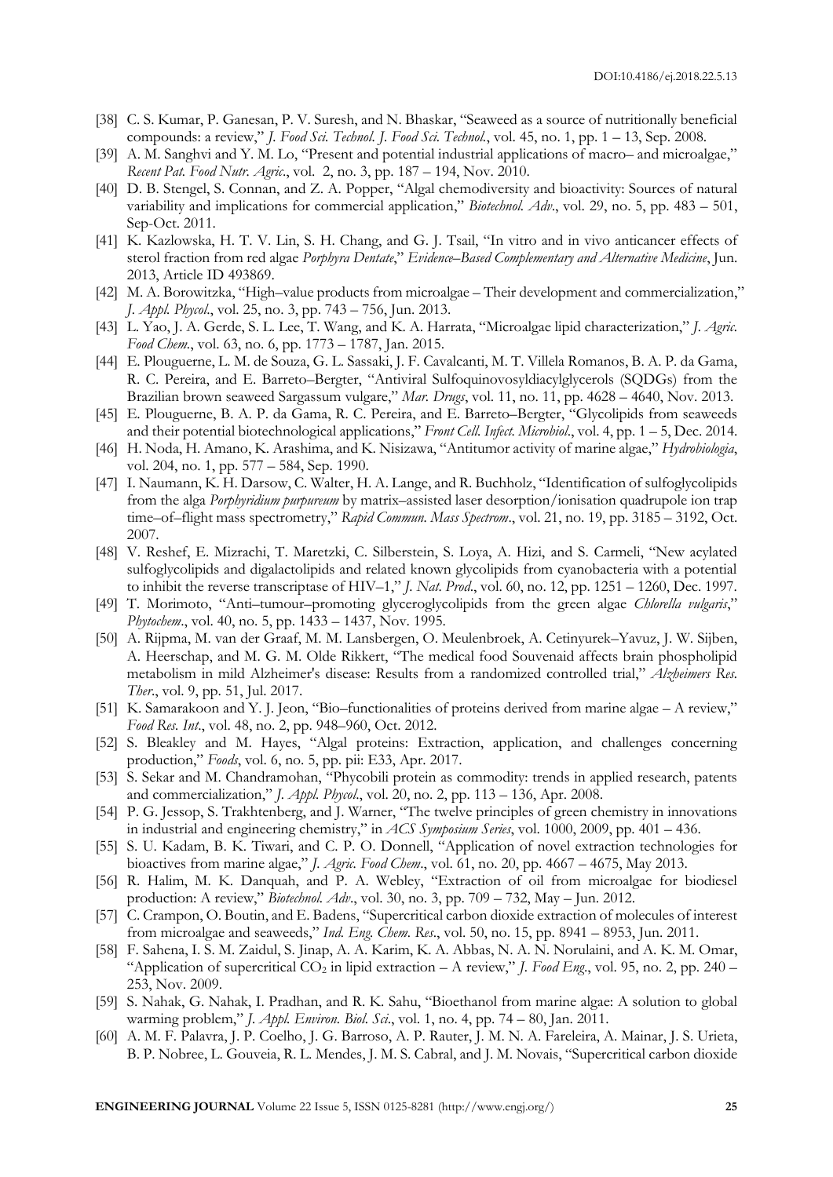[38] C. S. Kumar, P. Ganesan, P. V. Suresh, and N. Bhaskar, "Seaweed as a source of nutritionally beneficial compounds: a review," *J. Food Sci. Technol. J. Food Sci. Technol.*, vol. 45, no. 1, pp. 1 – 13, Sep. 2008.

[39] A. M. Sanghvi and Y. M. Lo, "Present and potential industrial applications of macro– and microalgae," *Recent Pat. Food Nutr. Agric.*, vol. 2, no. 3, pp. 187 – 194, Nov. 2010.

[40] D. B. Stengel, S. Connan, and Z. A. Popper, "Algal chemodiversity and bioactivity: Sources of natural variability and implications for commercial application," *Biotechnol. Adv.*, vol. 29, no. 5, pp. 483 – 501, Sep-Oct. 2011.

[41] K. Kazlowska, H. T. V. Lin, S. H. Chang, and G. J. Tsail, "In vitro and in vivo anticancer effects of sterol fraction from red algae *Porphyra Dentate*," *Evidence–Based Complementary and Alternative Medicine*, Jun. 2013, Article ID 493869.

[42] M. A. Borowitzka, "High–value products from microalgae – Their development and commercialization," *J. Appl. Phycol.*, vol. 25, no. 3, pp. 743 – 756, Jun. 2013.

[43] L. Yao, J. A. Gerde, S. L. Lee, T. Wang, and K. A. Harrata, "Microalgae lipid characterization," *J. Agric. Food Chem.*, vol. 63, no. 6, pp. 1773 – 1787, Jan. 2015.

[44] E. Plouguerne, L. M. de Souza, G. L. Sassaki, J. F. Cavalcanti, M. T. Villela Romanos, B. A. P. da Gama, R. C. Pereira, and E. Barreto–Bergter, "Antiviral Sulfoquinovosyldiacylglycerols (SQDGs) from the Brazilian brown seaweed Sargassum vulgare," *Mar. Drugs*, vol. 11, no. 11, pp. 4628 – 4640, Nov. 2013.

[45] E. Plouguerne, B. A. P. da Gama, R. C. Pereira, and E. Barreto–Bergter, "Glycolipids from seaweeds and their potential biotechnological applications," *Front Cell. Infect. Microbiol.*, vol. 4, pp. 1 – 5, Dec. 2014.

[46] H. Noda, H. Amano, K. Arashima, and K. Nisizawa, "Antitumor activity of marine algae," *Hydrobiologia*, vol. 204, no. 1, pp. 577 – 584, Sep. 1990.

[47] I. Naumann, K. H. Darsow, C. Walter, H. A. Lange, and R. Buchholz, "Identification of sulfoglycolipids from the alga *Porphyridium purpureum* by matrix–assisted laser desorption/ionisation quadrupole ion trap time–of–flight mass spectrometry," *Rapid Commun. Mass Spectrom.*, vol. 21, no. 19, pp. 3185 – 3192, Oct. 2007.

[48] V. Reshef, E. Mizrachi, T. Maretzki, C. Silberstein, S. Loya, A. Hizi, and S. Carmeli, "New acylated sulfoglycolipids and digalactolipids and related known glycolipids from cyanobacteria with a potential to inhibit the reverse transcriptase of HIV–1," *J. Nat. Prod.*, vol. 60, no. 12, pp. 1251 – 1260, Dec. 1997.

[49] T. Morimoto, "Anti–tumour–promoting glyceroglycolipids from the green algae *Chlorella vulgaris*," *Phytochem.*, vol. 40, no. 5, pp. 1433 – 1437, Nov. 1995.

[50] A. Rijpma, M. van der Graaf, M. M. Lansbergen, O. Meulenbroek, A. Cetinyurek–Yavuz, J. W. Sijben, A. Heerschap, and M. G. M. Olde Rikkert, "The medical food Souvenaid affects brain phospholipid metabolism in mild Alzheimer's disease: Results from a randomized controlled trial," *Alzheimers Res. Ther.*, vol. 9, pp. 51, Jul. 2017.

[51] K. Samarakoon and Y. J. Jeon, "Bio–functionalities of proteins derived from marine algae – A review," *Food Res. Int.*, vol. 48, no. 2, pp. 948–960, Oct. 2012.

[52] S. Bleakley and M. Hayes, "Algal proteins: Extraction, application, and challenges concerning production," *Foods*, vol. 6, no. 5, pp. pii: E33, Apr. 2017.

[53] S. Sekar and M. Chandramohan, "Phycobili protein as commodity: trends in applied research, patents and commercialization," *J. Appl. Phycol.*, vol. 20, no. 2, pp. 113 – 136, Apr. 2008.

[54] P. G. Jessop, S. Trakhtenberg, and J. Warner, "The twelve principles of green chemistry in innovations in industrial and engineering chemistry," in *ACS Symposium Series*, vol. 1000, 2009, pp. 401 – 436.

[55] S. U. Kadam, B. K. Tiwari, and C. P. O. Donnell, "Application of novel extraction technologies for bioactives from marine algae," *J. Agric. Food Chem.*, vol. 61, no. 20, pp. 4667 – 4675, May 2013.

[56] R. Halim, M. K. Danquah, and P. A. Webley, "Extraction of oil from microalgae for biodiesel production: A review," *Biotechnol. Adv.*, vol. 30, no. 3, pp. 709 – 732, May – Jun. 2012.

[57] C. Crampon, O. Boutin, and E. Badens, "Supercritical carbon dioxide extraction of molecules of interest from microalgae and seaweeds," *Ind. Eng. Chem. Res.*, vol. 50, no. 15, pp. 8941 – 8953, Jun. 2011.

[58] F. Sahena, I. S. M. Zaidul, S. Jinap, A. A. Karim, K. A. Abbas, N. A. N. Norulaini, and A. K. M. Omar, "Application of supercritical $CO_2$ in lipid extraction – A review," *J. Food Eng.*, vol. 95, no. 2, pp. 240 – 253, Nov. 2009.

[59] S. Nahak, G. Nahak, I. Pradhan, and R. K. Sahu, "Bioethanol from marine algae: A solution to global warming problem," *J. Appl. Environ. Biol. Sci.*, vol. 1, no. 4, pp. 74 – 80, Jan. 2011.

[60] A. M. F. Palavra, J. P. Coelho, J. G. Barroso, A. P. Rauter, J. M. N. A. Fareleira, A. Mainar, J. S. Urieta, B. P. Nobree, L. Gouveia, R. L. Mendes, J. M. S. Cabral, and J. M. Novais, "Supercritical carbon dioxide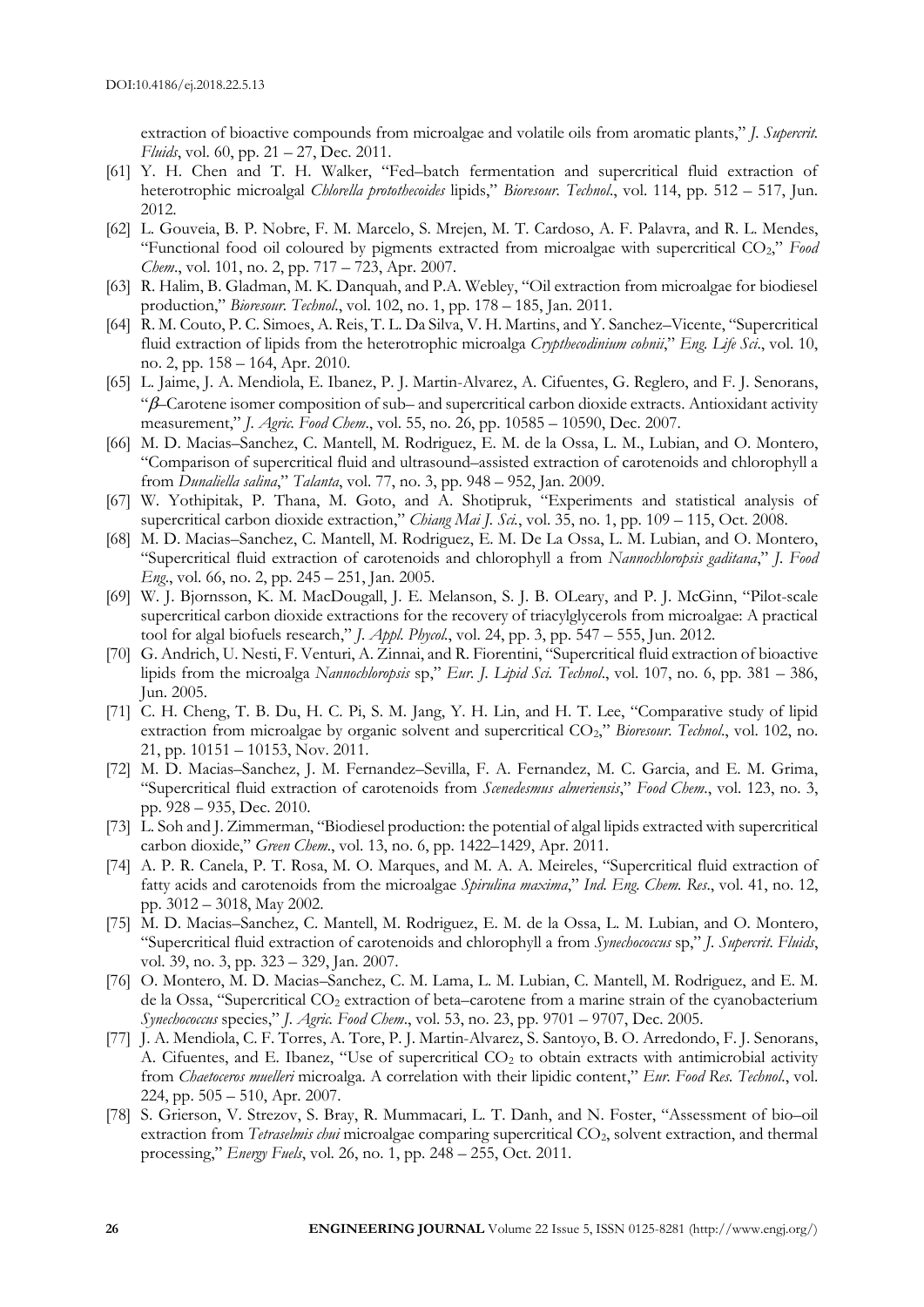extraction of bioactive compounds from microalgae and volatile oils from aromatic plants," *J. Supercrit. Fluids*, vol. 60, pp. 21 – 27, Dec. 2011.

[61] Y. H. Chen and T. H. Walker, "Fed–batch fermentation and supercritical fluid extraction of heterotrophic microalgal *Chlorella protothecoides* lipids," *Bioresour. Technol*., vol. 114, pp. 512 – 517, Jun. 2012.

[62] L. Gouveia, B. P. Nobre, F. M. Marcelo, S. Mrejen, M. T. Cardoso, A. F. Palavra, and R. L. Mendes, "Functional food oil coloured by pigments extracted from microalgae with supercritical $CO_2$," *Food Chem*., vol. 101, no. 2, pp. 717 – 723, Apr. 2007.

[63] R. Halim, B. Gladman, M. K. Danquah, and P.A. Webley, "Oil extraction from microalgae for biodiesel production," *Bioresour. Technol.*, vol. 102, no. 1, pp. 178 – 185, Jan. 2011.

[64] R. M. Couto, P. C. Simoes, A. Reis, T. L. Da Silva, V. H. Martins, and Y. Sanchez–Vicente, "Supercritical fluid extraction of lipids from the heterotrophic microalga *Crypthecodinium cohnii*," *Eng. Life Sci*., vol. 10, no. 2, pp. 158 – 164, Apr. 2010.

[65] L. Jaime, J. A. Mendiola, E. Ibanez, P. J. Martin-Alvarez, A. Cifuentes, G. Reglero, and F. J. Senorans, "$\beta$–Carotene isomer composition of sub– and supercritical carbon dioxide extracts. Antioxidant activity measurement," *J. Agric. Food Chem*., vol. 55, no. 26, pp. 10585 – 10590, Dec. 2007.

[66] M. D. Macias–Sanchez, C. Mantell, M. Rodriguez, E. M. de la Ossa, L. M., Lubian, and O. Montero, "Comparison of supercritical fluid and ultrasound–assisted extraction of carotenoids and chlorophyll a from *Dunaliella salina*," *Talanta*, vol. 77, no. 3, pp. 948 – 952, Jan. 2009.

[67] W. Yothipitak, P. Thana, M. Goto, and A. Shotipruk, "Experiments and statistical analysis of supercritical carbon dioxide extraction," *Chiang Mai J. Sci.*, vol. 35, no. 1, pp. 109 – 115, Oct. 2008.

[68] M. D. Macias–Sanchez, C. Mantell, M. Rodriguez, E. M. De La Ossa, L. M. Lubian, and O. Montero, "Supercritical fluid extraction of carotenoids and chlorophyll a from *Nannochloropsis gaditana*," *J. Food Eng*., vol. 66, no. 2, pp. 245 – 251, Jan. 2005.

[69] W. J. Bjornsson, K. M. MacDougall, J. E. Melanson, S. J. B. OLeary, and P. J. McGinn, "Pilot-scale supercritical carbon dioxide extractions for the recovery of triacylglycerols from microalgae: A practical tool for algal biofuels research," *J. Appl. Phycol*., vol. 24, pp. 3, pp. 547 – 555, Jun. 2012.

[70] G. Andrich, U. Nesti, F. Venturi, A. Zinnai, and R. Fiorentini, "Supercritical fluid extraction of bioactive lipids from the microalga *Nannochloropsis* sp," *Eur. J. Lipid Sci. Technol*., vol. 107, no. 6, pp. 381 – 386, Jun. 2005.

[71] C. H. Cheng, T. B. Du, H. C. Pi, S. M. Jang, Y. H. Lin, and H. T. Lee, "Comparative study of lipid extraction from microalgae by organic solvent and supercritical $CO_2$," *Bioresour. Technol*., vol. 102, no. 21, pp. 10151 – 10153, Nov. 2011.

[72] M. D. Macias–Sanchez, J. M. Fernandez–Sevilla, F. A. Fernandez, M. C. Garcia, and E. M. Grima, "Supercritical fluid extraction of carotenoids from *Scenedesmus almeriensis*," *Food Chem*., vol. 123, no. 3, pp. 928 – 935, Dec. 2010.

[73] L. Soh and J. Zimmerman, "Biodiesel production: the potential of algal lipids extracted with supercritical carbon dioxide," *Green Chem*., vol. 13, no. 6, pp. 1422–1429, Apr. 2011.

[74] A. P. R. Canela, P. T. Rosa, M. O. Marques, and M. A. A. Meireles, "Supercritical fluid extraction of fatty acids and carotenoids from the microalgae *Spirulina maxima*," *Ind. Eng. Chem. Res*., vol. 41, no. 12, pp. 3012 – 3018, May 2002.

[75] M. D. Macias–Sanchez, C. Mantell, M. Rodriguez, E. M. de la Ossa, L. M. Lubian, and O. Montero, "Supercritical fluid extraction of carotenoids and chlorophyll a from *Synechococcus* sp," *J. Supercrit. Fluids*, vol. 39, no. 3, pp. 323 – 329, Jan. 2007.

[76] O. Montero, M. D. Macias–Sanchez, C. M. Lama, L. M. Lubian, C. Mantell, M. Rodriguez, and E. M. de la Ossa, "Supercritical $CO_2$ extraction of beta–carotene from a marine strain of the cyanobacterium *Synechococcus* species," *J. Agric. Food Chem*., vol. 53, no. 23, pp. 9701 – 9707, Dec. 2005.

[77] J. A. Mendiola, C. F. Torres, A. Tore, P. J. Martin-Alvarez, S. Santoyo, B. O. Arredondo, F. J. Senorans, A. Cifuentes, and E. Ibanez, "Use of supercritical $CO_2$ to obtain extracts with antimicrobial activity from *Chaetoceros muelleri* microalga. A correlation with their lipidic content," *Eur. Food Res. Technol*., vol. 224, pp. 505 – 510, Apr. 2007.

[78] S. Grierson, V. Strezov, S. Bray, R. Mummacari, L. T. Danh, and N. Foster, "Assessment of bio–oil extraction from *Tetraselmis chui* microalgae comparing supercritical $CO_2$, solvent extraction, and thermal processing," *Energy Fuels*, vol. 26, no. 1, pp. 248 – 255, Oct. 2011.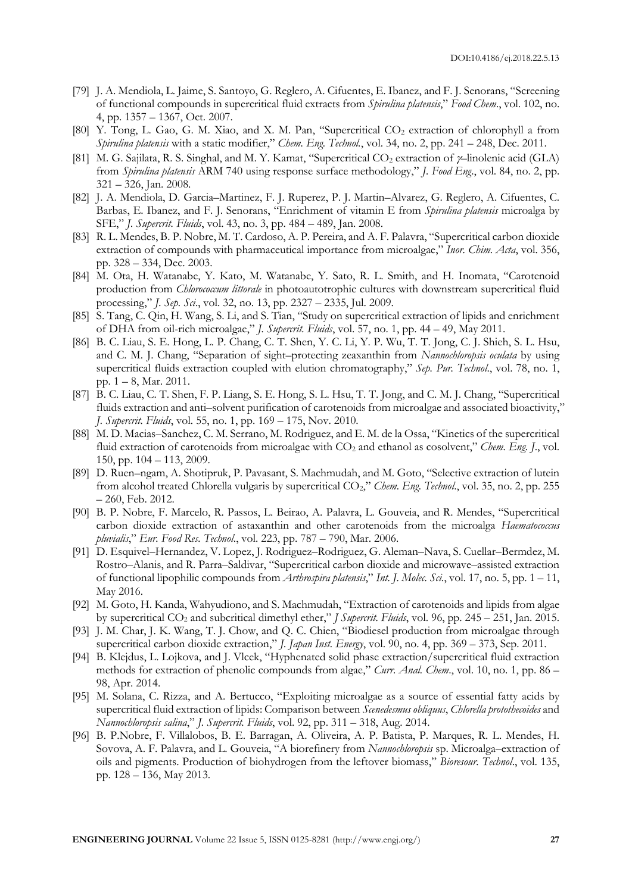[79] J. A. Mendiola, L. Jaime, S. Santoyo, G. Reglero, A. Cifuentes, E. Ibanez, and F. J. Senorans, "Screening of functional compounds in supercritical fluid extracts from *Spirulina platensis*," *Food Chem*., vol. 102, no. 4, pp. 1357 – 1367, Oct. 2007.

[80] Y. Tong, L. Gao, G. M. Xiao, and X. M. Pan, "Supercritical $CO_2$ extraction of chlorophyll a from *Spirulina platensis* with a static modifier," *Chem. Eng. Technol.*, vol. 34, no. 2, pp. 241 – 248, Dec. 2011.

[81] M. G. Sajilata, R. S. Singhal, and M. Y. Kamat, "Supercritical $CO_2$ extraction of $\gamma$–linolenic acid (GLA) from *Spirulina platensis* ARM 740 using response surface methodology," *J. Food Eng*., vol. 84, no. 2, pp. 321 – 326, Jan. 2008.

[82] J. A. Mendiola, D. Garcia–Martinez, F. J. Ruperez, P. J. Martin–Alvarez, G. Reglero, A. Cifuentes, C. Barbas, E. Ibanez, and F. J. Senorans, "Enrichment of vitamin E from *Spirulina platensis* microalga by SFE," *J. Supercrit. Fluids*, vol. 43, no. 3, pp. 484 – 489, Jan. 2008.

[83] R. L. Mendes, B. P. Nobre, M. T. Cardoso, A. P. Pereira, and A. F. Palavra, "Supercritical carbon dioxide extraction of compounds with pharmaceutical importance from microalgae," *Inor. Chim. Acta*, vol. 356, pp. 328 – 334, Dec. 2003.

[84] M. Ota, H. Watanabe, Y. Kato, M. Watanabe, Y. Sato, R. L. Smith, and H. Inomata, "Carotenoid production from *Chlorococcum littorale* in photoautotrophic cultures with downstream supercritical fluid processing," *J. Sep. Sci*., vol. 32, no. 13, pp. 2327 – 2335, Jul. 2009.

[85] S. Tang, C. Qin, H. Wang, S. Li, and S. Tian, "Study on supercritical extraction of lipids and enrichment of DHA from oil-rich microalgae," *J. Supercrit. Fluids*, vol. 57, no. 1, pp. 44 – 49, May 2011.

[86] B. C. Liau, S. E. Hong, L. P. Chang, C. T. Shen, Y. C. Li, Y. P. Wu, T. T. Jong, C. J. Shieh, S. L. Hsu, and C. M. J. Chang, "Separation of sight–protecting zeaxanthin from *Nannochloropsis oculata* by using supercritical fluids extraction coupled with elution chromatography," *Sep. Pur. Technol.*, vol. 78, no. 1, pp. 1 – 8, Mar. 2011.

[87] B. C. Liau, C. T. Shen, F. P. Liang, S. E. Hong, S. L. Hsu, T. T. Jong, and C. M. J. Chang, "Supercritical fluids extraction and anti–solvent purification of carotenoids from microalgae and associated bioactivity," *J. Supercrit. Fluids*, vol. 55, no. 1, pp. 169 – 175, Nov. 2010.

[88] M. D. Macias–Sanchez, C. M. Serrano, M. Rodriguez, and E. M. de la Ossa, "Kinetics of the supercritical fluid extraction of carotenoids from microalgae with $CO_2$ and ethanol as cosolvent," *Chem. Eng. J*., vol. 150, pp. 104 – 113, 2009.

[89] D. Ruen–ngam, A. Shotipruk, P. Pavasant, S. Machmudah, and M. Goto, "Selective extraction of lutein from alcohol treated Chlorella vulgaris by supercritical $CO_2$," *Chem. Eng. Technol.*, vol. 35, no. 2, pp. 255 – 260, Feb. 2012.

[90] B. P. Nobre, F. Marcelo, R. Passos, L. Beirao, A. Palavra, L. Gouveia, and R. Mendes, "Supercritical carbon dioxide extraction of astaxanthin and other carotenoids from the microalga *Haematococcus pluvialis*," *Eur. Food Res. Technol*., vol. 223, pp. 787 – 790, Mar. 2006.

[91] D. Esquivel–Hernandez, V. Lopez, J. Rodriguez–Rodriguez, G. Aleman–Nava, S. Cuellar–Bermdez, M. Rostro–Alanis, and R. Parra–Saldivar, "Supercritical carbon dioxide and microwave–assisted extraction of functional lipophilic compounds from *Arthrospira platensis*," *Int. J. Molec. Sci.*, vol. 17, no. 5, pp. 1 – 11, May 2016.

[92] M. Goto, H. Kanda, Wahyudiono, and S. Machmudah, "Extraction of carotenoids and lipids from algae by supercritical $CO_2$ and subcritical dimethyl ether," *J Supercrit. Fluids*, vol. 96, pp. 245 – 251, Jan. 2015.

[93] J. M. Char, J. K. Wang, T. J. Chow, and Q. C. Chien, "Biodiesel production from microalgae through supercritical carbon dioxide extraction," *J. Japan Inst. Energy*, vol. 90, no. 4, pp. 369 – 373, Sep. 2011.

[94] B. Klejdus, L. Lojkova, and J. Vlcek, "Hyphenated solid phase extraction/supercritical fluid extraction methods for extraction of phenolic compounds from algae," *Curr. Anal. Chem*., vol. 10, no. 1, pp. 86 – 98, Apr. 2014.

[95] M. Solana, C. Rizza, and A. Bertucco, "Exploiting microalgae as a source of essential fatty acids by supercritical fluid extraction of lipids: Comparison between *Scenedesmus obliquus*, *Chlorella protothecoides* and *Nannochloropsis salina*," *J. Supercrit. Fluids*, vol. 92, pp. 311 – 318, Aug. 2014.

[96] B. P.Nobre, F. Villalobos, B. E. Barragan, A. Oliveira, A. P. Batista, P. Marques, R. L. Mendes, H. Sovova, A. F. Palavra, and L. Gouveia, "A biorefinery from *Nannochloropsis* sp. Microalga–extraction of oils and pigments. Production of biohydrogen from the leftover biomass," *Bioresour. Technol*., vol. 135, pp. 128 – 136, May 2013.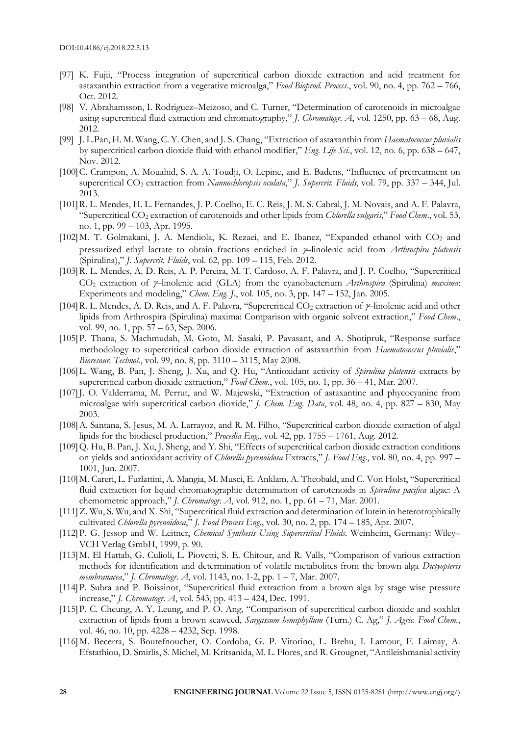[97] K. Fujii, "Process integration of supercritical carbon dioxide extraction and acid treatment for astaxanthin extraction from a vegetative microalga," *Food Bioprod. Process*., vol. 90, no. 4, pp. 762 – 766, Oct. 2012.

[98] V. Abrahamsson, I. Rodriguez–Meizoso, and C. Turner, "Determination of carotenoids in microalgae using supercritical fluid extraction and chromatography," *J. Chromatogr. A*, vol. 1250, pp. 63 – 68, Aug. 2012.

[99] J. L.Pan, H. M. Wang, C. Y. Chen, and J. S. Chang, "Extraction of astaxanthin from *Haematococcus pluvialis* by supercritical carbon dioxide fluid with ethanol modifier," *Eng. Life Sci*., vol. 12, no. 6, pp. 638 – 647, Nov. 2012.

[100] C. Crampon, A. Mouahid, S. A. A. Toudji, O. Lepine, and E. Badens, "Influence of pretreatment on supercritical $CO_2$ extraction from *Nannochloropsis oculata*," *J. Supercrit. Fluids*, vol. 79, pp. 337 – 344, Jul. 2013.

[101] R. L. Mendes, H. L. Fernandes, J. P. Coelho, E. C. Reis, J. M. S. Cabral, J. M. Novais, and A. F. Palavra, "Supercritical $CO_2$ extraction of carotenoids and other lipids from *Chlorella vulgaris*," *Food Chem*., vol. 53, no. 1, pp. 99 – 103, Apr. 1995.

[102] M. T. Golmakani, J. A. Mendiola, K. Rezaei, and E. Ibanez, "Expanded ethanol with $CO_2$ and pressurized ethyl lactate to obtain fractions enriched in $\gamma$–linolenic acid from *Arthrospira platensis* (Spirulina)," *J. Supercrit. Fluids*, vol. 62, pp. 109 – 115, Feb. 2012.

[103] R. L. Mendes, A. D. Reis, A. P. Pereira, M. T. Cardoso, A. F. Palavra, and J. P. Coelho, "Supercritical $CO_2$ extraction of $\gamma$–linolenic acid (GLA) from the cyanobacterium *Arthrospira* (Spirulina) *maxima*: Experiments and modeling," *Chem. Eng. J*., vol. 105, no. 3, pp. 147 – 152, Jan. 2005.

[104] R. L. Mendes, A. D. Reis, and A. F. Palavra, "Supercritical $CO_2$ extraction of $\gamma$–linolenic acid and other lipids from Arthrospira (Spirulina) maxima: Comparison with organic solvent extraction," *Food Chem*., vol. 99, no. 1, pp. 57 – 63, Sep. 2006.

[105] P. Thana, S. Machmudah, M. Goto, M. Sasaki, P. Pavasant, and A. Shotipruk, "Response surface methodology to supercritical carbon dioxide extraction of astaxanthin from *Haematococcus pluvialis*," *Bioresour. Technol*., vol. 99, no. 8, pp. 3110 – 3115, May 2008.

[106] L. Wang, B. Pan, J. Sheng, J. Xu, and Q. Hu, "Antioxidant activity of *Spirulina platensis* extracts by supercritical carbon dioxide extraction," *Food Chem*., vol. 105, no. 1, pp. 36 – 41, Mar. 2007.

[107] J. O. Valderrama, M. Perrut, and W. Majewski, "Extraction of astaxantine and phycocyanine from microalgae with supercritical carbon dioxide," *J. Chem. Eng. Data*, vol. 48, no. 4, pp. 827 – 830, May 2003.

[108] A. Santana, S. Jesus, M. A. Larrayoz, and R. M. Filho, "Supercritical carbon dioxide extraction of algal lipids for the biodiesel production," *Procedia Eng*., vol. 42, pp. 1755 – 1761, Aug. 2012.

[109] Q. Hu, B. Pan, J. Xu, J. Sheng, and Y. Shi, "Effects of supercritical carbon dioxide extraction conditions on yields and antioxidant activity of *Chlorella pyrenoidosa* Extracts," *J. Food Eng*., vol. 80, no. 4, pp. 997 – 1001, Jun. 2007.

[110] M. Careri, L. Furlattini, A. Mangia, M. Musci, E. Anklam, A. Theobald, and C. Von Holst, "Supercritical fluid extraction for liquid chromatographic determination of carotenoids in *Spirulina pacifica* algae: A chemometric approach," *J. Chromatogr. A*, vol. 912, no. 1, pp. 61 – 71, Mar. 2001.

[111] Z. Wu, S. Wu, and X. Shi, "Supercritical fluid extraction and determination of lutein in heterotrophically cultivated *Chlorella pyrenoidosa*," *J. Food Process Eng*., vol. 30, no. 2, pp. 174 – 185, Apr. 2007.

[112] P. G. Jessop and W. Leitner, *Chemical Synthesis Using Supercritical Fluids*. Weinheim, Germany: Wiley–VCH Verlag GmbH, 1999, p. 90.

[113] M. El Hattab, G. Culioli, L. Piovetti, S. E. Chitour, and R. Valls, "Comparison of various extraction methods for identification and determination of volatile metabolites from the brown alga *Dictyopteris membranacea*," *J. Chromatogr. A*, vol. 1143, no. 1-2, pp. 1 – 7, Mar. 2007.

[114] P. Subra and P. Boissinot, "Supercritical fluid extraction from a brown alga by stage wise pressure increase," *J. Chromatogr. A*, vol. 543, pp. 413 – 424, Dec. 1991.

[115] P. C. Cheung, A. Y. Leung, and P. O. Ang, "Comparison of supercritical carbon dioxide and soxhlet extraction of lipids from a brown seaweed, *Sargassum hemiphyllum* (Turn.) C. Ag," *J. Agric. Food Chem*., vol. 46, no. 10, pp. 4228 – 4232, Sep. 1998.

[116] M. Becerra, S. Boutefnouchet, O. Cordoba, G. P. Vitorino, L. Brehu, I. Lamour, F. Laimay, A. Efstathiou, D. Smirlis, S. Michel, M. Kritsanida, M. L. Flores, and R. Grougnet, "Antileishmanial activity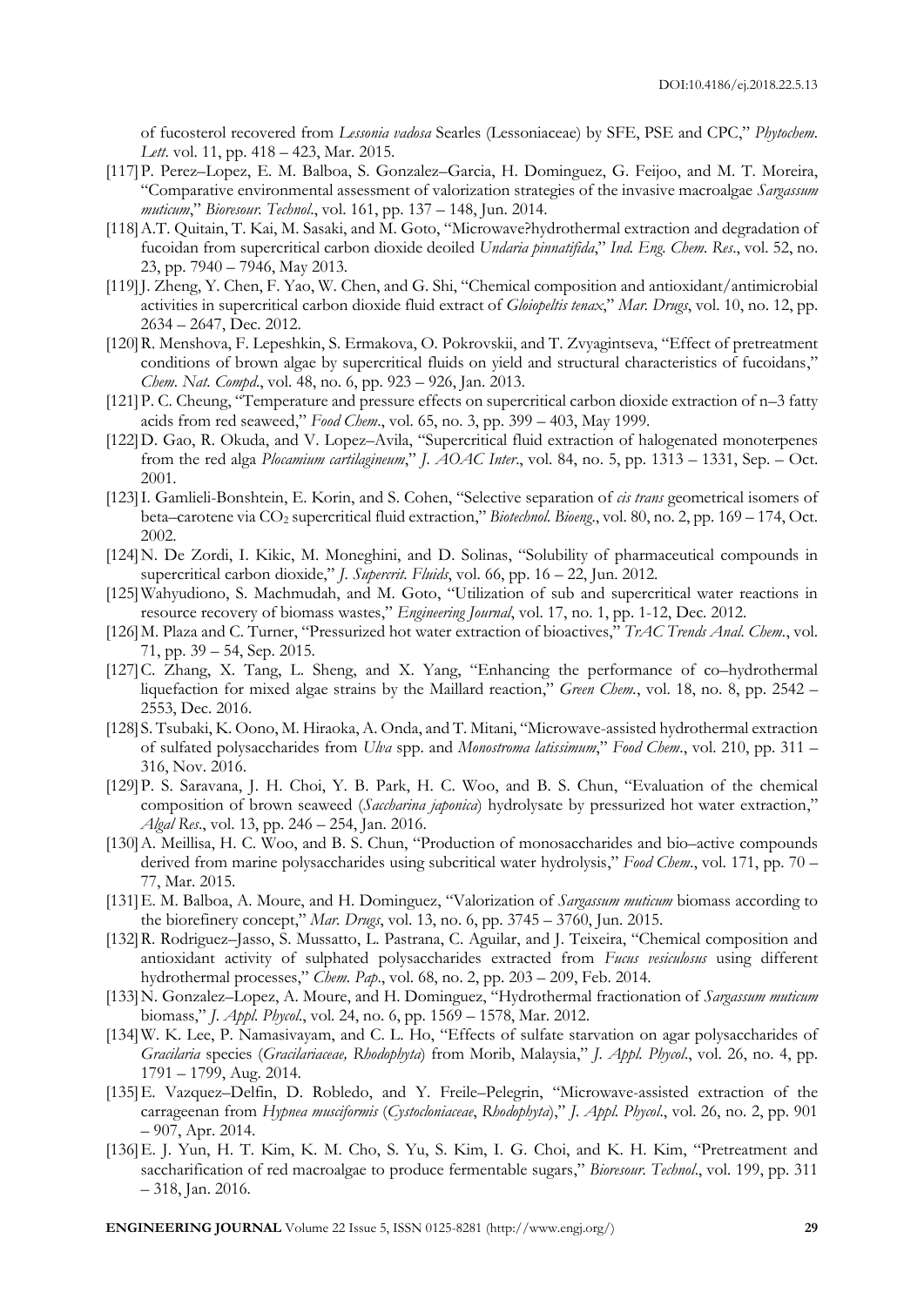of fucosterol recovered from *Lessonia vadosa* Searles (Lessoniaceae) by SFE, PSE and CPC," *Phytochem. Lett*. vol. 11, pp. 418 – 423, Mar. 2015.

[117] P. Perez–Lopez, E. M. Balboa, S. Gonzalez–Garcia, H. Dominguez, G. Feijoo, and M. T. Moreira, "Comparative environmental assessment of valorization strategies of the invasive macroalgae *Sargassum muticum*," *Bioresour. Technol*., vol. 161, pp. 137 – 148, Jun. 2014.

[118] A.T. Quitain, T. Kai, M. Sasaki, and M. Goto, "Microwave?hydrothermal extraction and degradation of fucoidan from supercritical carbon dioxide deoiled *Undaria pinnatifida*," *Ind. Eng. Chem. Res*., vol. 52, no. 23, pp. 7940 – 7946, May 2013.

[119] J. Zheng, Y. Chen, F. Yao, W. Chen, and G. Shi, "Chemical composition and antioxidant/antimicrobial activities in supercritical carbon dioxide fluid extract of *Gloiopeltis tenax*," *Mar. Drugs*, vol. 10, no. 12, pp. 2634 – 2647, Dec. 2012.

[120] R. Menshova, F. Lepeshkin, S. Ermakova, O. Pokrovskii, and T. Zvyagintseva, "Effect of pretreatment conditions of brown algae by supercritical fluids on yield and structural characteristics of fucoidans," *Chem. Nat. Compd*., vol. 48, no. 6, pp. 923 – 926, Jan. 2013.

[121] P. C. Cheung, "Temperature and pressure effects on supercritical carbon dioxide extraction of n–3 fatty acids from red seaweed," *Food Chem*., vol. 65, no. 3, pp. 399 – 403, May 1999.

[122] D. Gao, R. Okuda, and V. Lopez–Avila, "Supercritical fluid extraction of halogenated monoterpenes from the red alga *Plocamium cartilagineum*," *J. AOAC Inter*., vol. 84, no. 5, pp. 1313 – 1331, Sep. – Oct. 2001.

[123] I. Gamlieli-Bonshtein, E. Korin, and S. Cohen, "Selective separation of *cis trans* geometrical isomers of beta–carotene via $CO_2$ supercritical fluid extraction," *Biotechnol. Bioeng*., vol. 80, no. 2, pp. 169 – 174, Oct. 2002.

[124] N. De Zordi, I. Kikic, M. Moneghini, and D. Solinas, "Solubility of pharmaceutical compounds in supercritical carbon dioxide," *J. Supercrit. Fluids*, vol. 66, pp. 16 – 22, Jun. 2012.

[125] Wahyudiono, S. Machmudah, and M. Goto, "Utilization of sub and supercritical water reactions in resource recovery of biomass wastes," *Engineering Journal*, vol. 17, no. 1, pp. 1-12, Dec. 2012.

[126] M. Plaza and C. Turner, "Pressurized hot water extraction of bioactives," *TrAC Trends Anal. Chem*., vol. 71, pp. 39 – 54, Sep. 2015.

[127] C. Zhang, X. Tang, L. Sheng, and X. Yang, "Enhancing the performance of co–hydrothermal liquefaction for mixed algae strains by the Maillard reaction," *Green Chem*., vol. 18, no. 8, pp. 2542 – 2553, Dec. 2016.

[128] S. Tsubaki, K. Oono, M. Hiraoka, A. Onda, and T. Mitani, "Microwave-assisted hydrothermal extraction of sulfated polysaccharides from *Ulva* spp. and *Monostroma latissimum*," *Food Chem*., vol. 210, pp. 311 – 316, Nov. 2016.

[129] P. S. Saravana, J. H. Choi, Y. B. Park, H. C. Woo, and B. S. Chun, "Evaluation of the chemical composition of brown seaweed (*Saccharina japonica*) hydrolysate by pressurized hot water extraction," *Algal Res*., vol. 13, pp. 246 – 254, Jan. 2016.

[130] A. Meillisa, H. C. Woo, and B. S. Chun, "Production of monosaccharides and bio–active compounds derived from marine polysaccharides using subcritical water hydrolysis," *Food Chem*., vol. 171, pp. 70 – 77, Mar. 2015.

[131] E. M. Balboa, A. Moure, and H. Dominguez, "Valorization of *Sargassum muticum* biomass according to the biorefinery concept," *Mar. Drugs*, vol. 13, no. 6, pp. 3745 – 3760, Jun. 2015.

[132] R. Rodriguez–Jasso, S. Mussatto, L. Pastrana, C. Aguilar, and J. Teixeira, "Chemical composition and antioxidant activity of sulphated polysaccharides extracted from *Fucus vesiculosus* using different hydrothermal processes," *Chem. Pap*., vol. 68, no. 2, pp. 203 – 209, Feb. 2014.

[133] N. Gonzalez–Lopez, A. Moure, and H. Dominguez, "Hydrothermal fractionation of *Sargassum muticum* biomass," *J. Appl. Phycol*., vol. 24, no. 6, pp. 1569 – 1578, Mar. 2012.

[134] W. K. Lee, P. Namasivayam, and C. L. Ho, "Effects of sulfate starvation on agar polysaccharides of *Gracilaria* species (*Gracilariaceae, Rhodophyta*) from Morib, Malaysia," *J. Appl. Phycol*., vol. 26, no. 4, pp. 1791 – 1799, Aug. 2014.

[135] E. Vazquez–Delfin, D. Robledo, and Y. Freile–Pelegrin, "Microwave-assisted extraction of the carrageenan from *Hypnea musciformis* (*Cystocloniaceae*, *Rhodophyta*)," *J. Appl. Phycol*., vol. 26, no. 2, pp. 901 – 907, Apr. 2014.

[136] E. J. Yun, H. T. Kim, K. M. Cho, S. Yu, S. Kim, I. G. Choi, and K. H. Kim, "Pretreatment and saccharification of red macroalgae to produce fermentable sugars," *Bioresour. Technol*., vol. 199, pp. 311 – 318, Jan. 2016.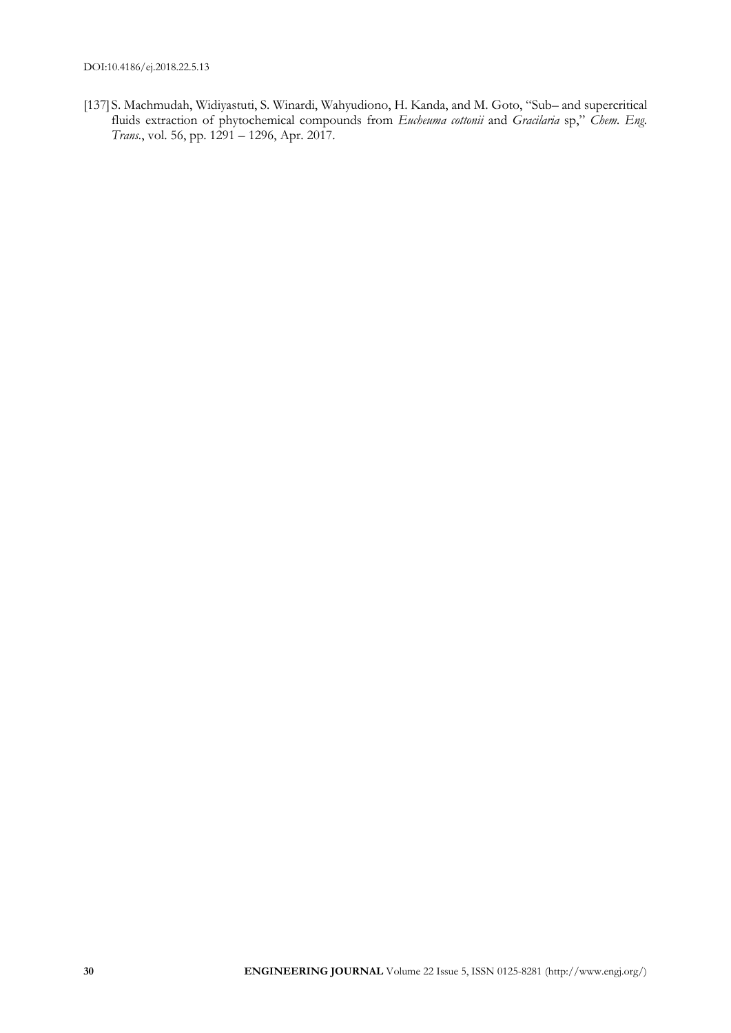[137] S. Machmudah, Widiyastuti, S. Winardi, Wahyudiono, H. Kanda, and M. Goto, "Sub– and supercritical fluids extraction of phytochemical compounds from *Eucheuma cottonii* and *Gracilaria* sp," *Chem. Eng. Trans.*, vol. 56, pp. 1291 – 1296, Apr. 2017.